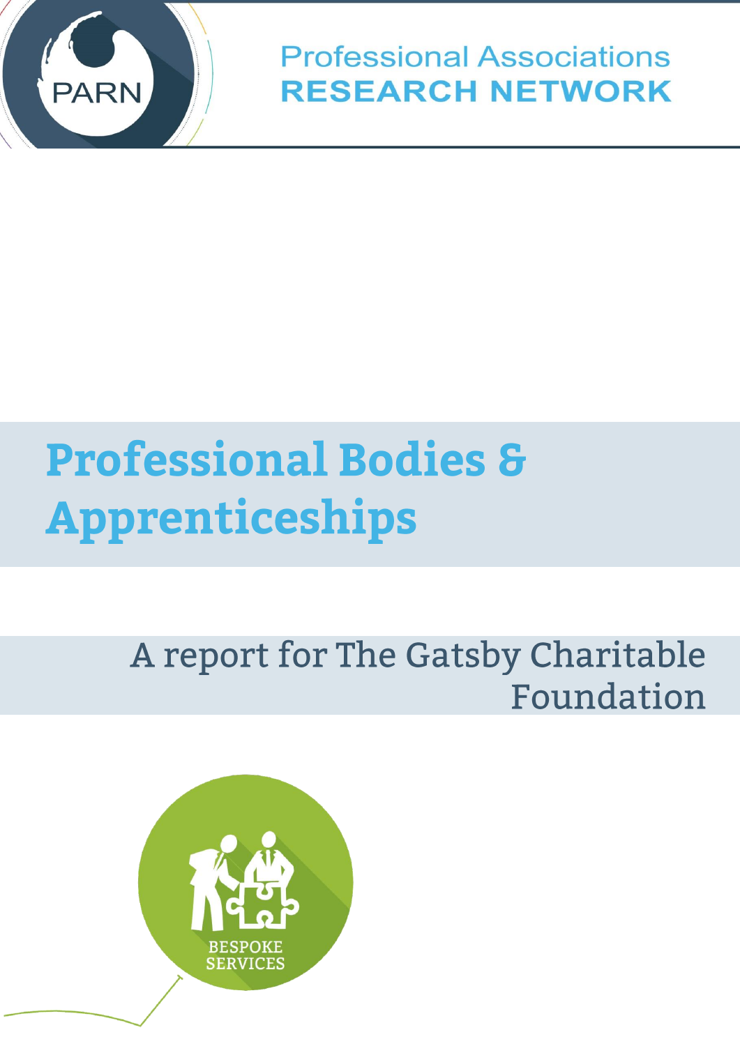PARN

Professional Associations
RESEARCH NETWORK

# Professional Bodies & Apprenticeships

## A report for The Gatsby Charitable Foundation

BESPOKE SERVICES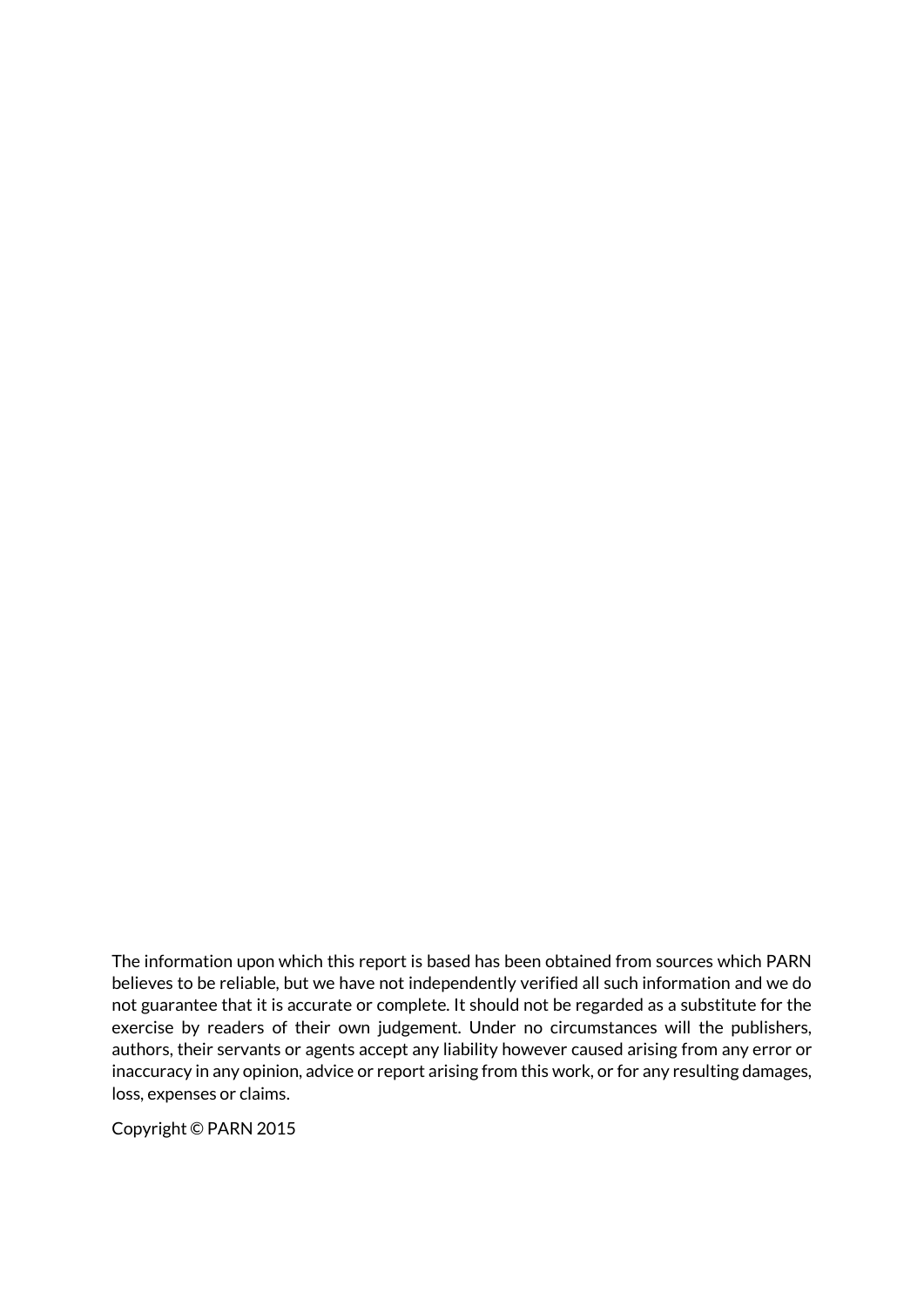The information upon which this report is based has been obtained from sources which PARN believes to be reliable, but we have not independently verified all such information and we do not guarantee that it is accurate or complete. It should not be regarded as a substitute for the exercise by readers of their own judgement. Under no circumstances will the publishers, authors, their servants or agents accept any liability however caused arising from any error or inaccuracy in any opinion, advice or report arising from this work, or for any resulting damages, loss, expenses or claims.

Copyright © PARN 2015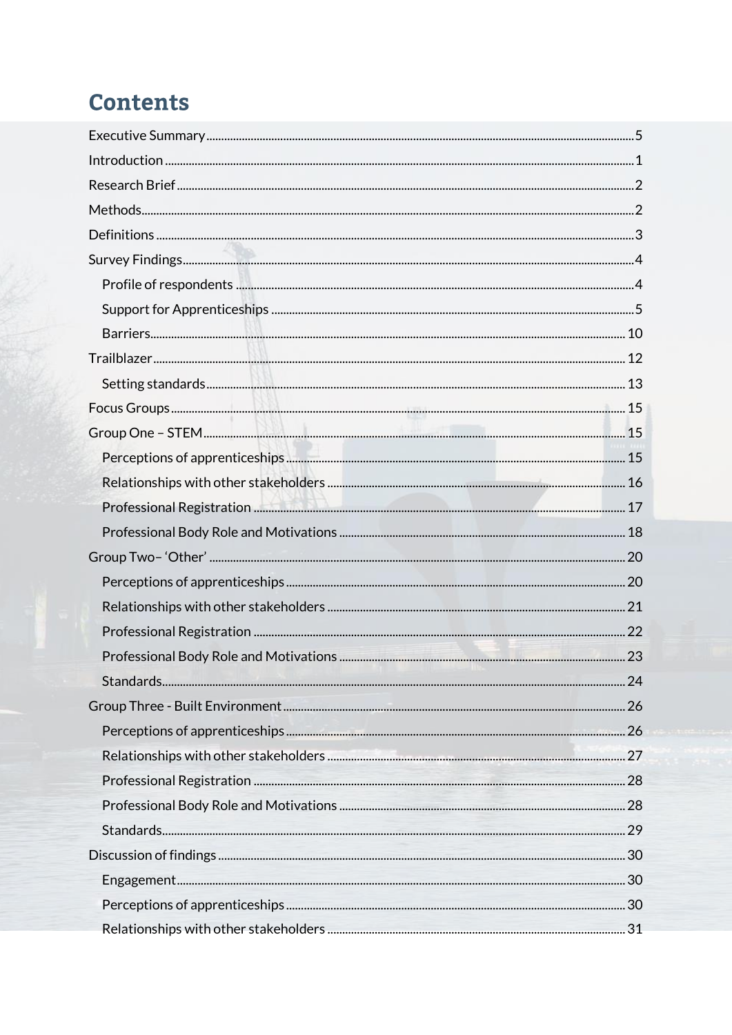# Contents

- Executive Summary ..... 5
- Introduction ..... 1
- Research Brief ..... 2
- Methods ..... 2
- Definitions ..... 3
- Survey Findings ..... 4
  - Profile of respondents ..... 4
  - Support for Apprenticeships ..... 5
  - Barriers ..... 10
- Trailblazer ..... 12
  - Setting standards ..... 13
- Focus Groups ..... 15
- Group One – STEM ..... 15
  - Perceptions of apprenticeships ..... 15
  - Relationships with other stakeholders ..... 16
  - Professional Registration ..... 17
  - Professional Body Role and Motivations ..... 18
- Group Two– 'Other' ..... 20
  - Perceptions of apprenticeships ..... 20
  - Relationships with other stakeholders ..... 21
  - Professional Registration ..... 22
  - Professional Body Role and Motivations ..... 23
  - Standards ..... 24
- Group Three - Built Environment ..... 26
  - Perceptions of apprenticeships ..... 26
  - Relationships with other stakeholders ..... 27
  - Professional Registration ..... 28
  - Professional Body Role and Motivations ..... 28
  - Standards ..... 29
- Discussion of findings ..... 30
  - Engagement ..... 30
  - Perceptions of apprenticeships ..... 30
  - Relationships with other stakeholders ..... 31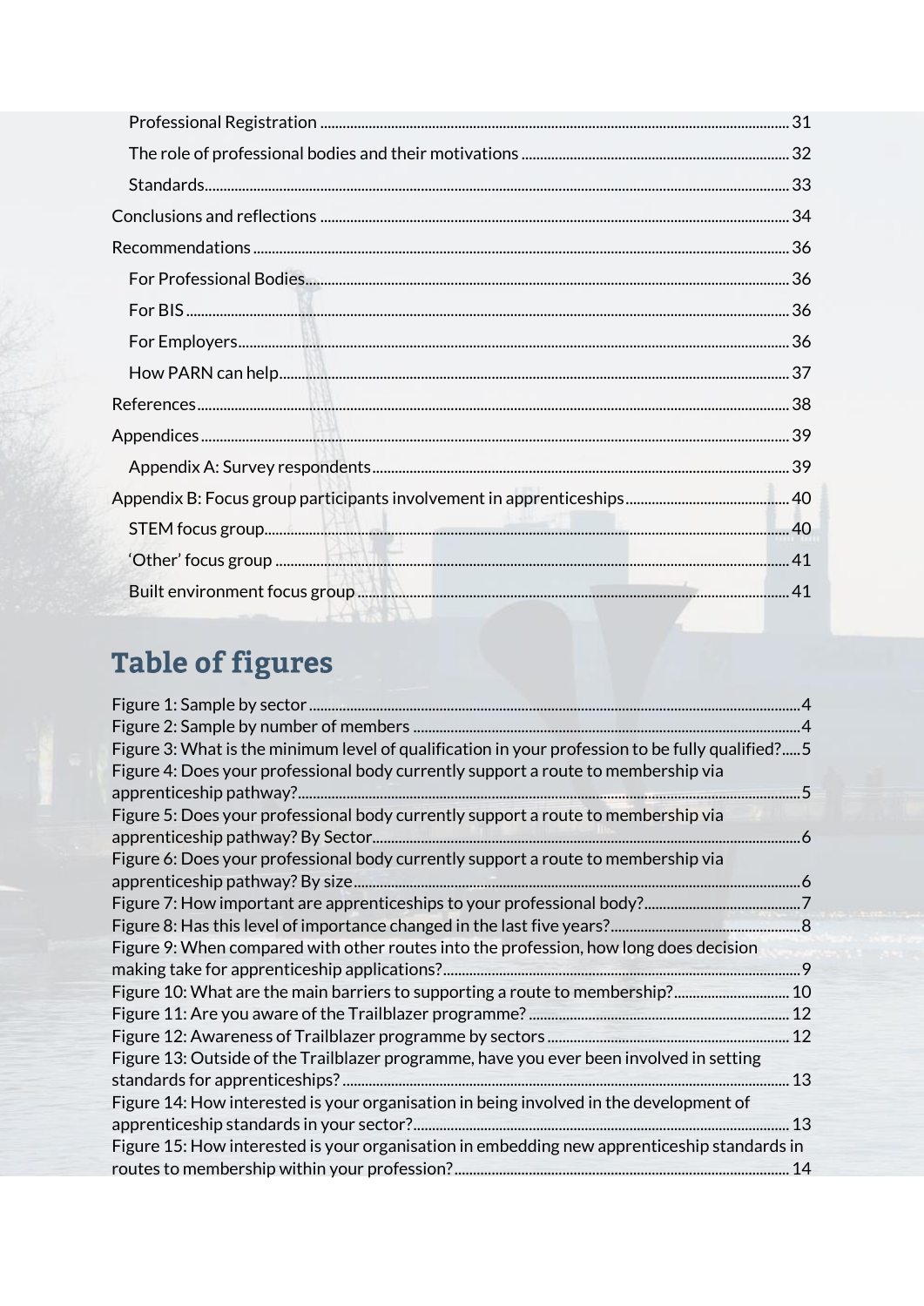- Professional Registration ........ 31
- The role of professional bodies and their motivations ........ 32
- Standards ........ 33

Conclusions and reflections ........ 34

Recommendations ........ 36

- For Professional Bodies ........ 36
- For BIS ........ 36
- For Employers ........ 36
- How PARN can help ........ 37

References ........ 38

Appendices ........ 39

- Appendix A: Survey respondents ........ 39

Appendix B: Focus group participants involvement in apprenticeships ........ 40

- STEM focus group ........ 40
- 'Other' focus group ........ 41
- Built environment focus group ........ 41

## Table of figures

Figure 1: Sample by sector ........ 4
Figure 2: Sample by number of members ........ 4
Figure 3: What is the minimum level of qualification in your profession to be fully qualified? ........ 5
Figure 4: Does your professional body currently support a route to membership via apprenticeship pathway? ........ 5
Figure 5: Does your professional body currently support a route to membership via apprenticeship pathway? By Sector ........ 6
Figure 6: Does your professional body currently support a route to membership via apprenticeship pathway? By size ........ 6
Figure 7: How important are apprenticeships to your professional body? ........ 7
Figure 8: Has this level of importance changed in the last five years? ........ 8
Figure 9: When compared with other routes into the profession, how long does decision making take for apprenticeship applications? ........ 9
Figure 10: What are the main barriers to supporting a route to membership? ........ 10
Figure 11: Are you aware of the Trailblazer programme? ........ 12
Figure 12: Awareness of Trailblazer programme by sectors ........ 12
Figure 13: Outside of the Trailblazer programme, have you ever been involved in setting standards for apprenticeships? ........ 13
Figure 14: How interested is your organisation in being involved in the development of apprenticeship standards in your sector? ........ 13
Figure 15: How interested is your organisation in embedding new apprenticeship standards in routes to membership within your profession? ........ 14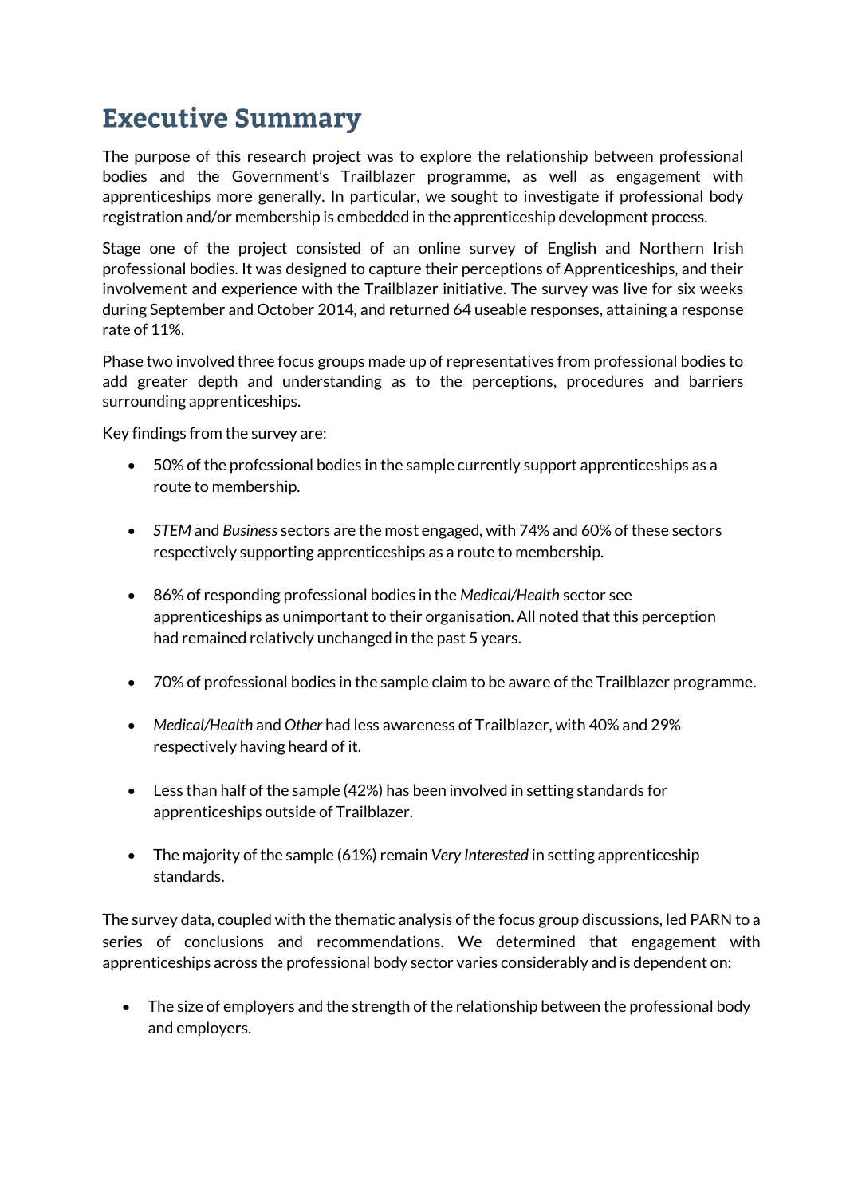# Executive Summary

The purpose of this research project was to explore the relationship between professional bodies and the Government's Trailblazer programme, as well as engagement with apprenticeships more generally. In particular, we sought to investigate if professional body registration and/or membership is embedded in the apprenticeship development process.

Stage one of the project consisted of an online survey of English and Northern Irish professional bodies. It was designed to capture their perceptions of Apprenticeships, and their involvement and experience with the Trailblazer initiative. The survey was live for six weeks during September and October 2014, and returned 64 useable responses, attaining a response rate of 11%.

Phase two involved three focus groups made up of representatives from professional bodies to add greater depth and understanding as to the perceptions, procedures and barriers surrounding apprenticeships.

Key findings from the survey are:

- 50% of the professional bodies in the sample currently support apprenticeships as a route to membership.
- *STEM* and *Business* sectors are the most engaged, with 74% and 60% of these sectors respectively supporting apprenticeships as a route to membership.
- 86% of responding professional bodies in the *Medical/Health* sector see apprenticeships as unimportant to their organisation. All noted that this perception had remained relatively unchanged in the past 5 years.
- 70% of professional bodies in the sample claim to be aware of the Trailblazer programme.
- *Medical/Health* and *Other* had less awareness of Trailblazer, with 40% and 29% respectively having heard of it.
- Less than half of the sample (42%) has been involved in setting standards for apprenticeships outside of Trailblazer.
- The majority of the sample (61%) remain *Very Interested* in setting apprenticeship standards.

The survey data, coupled with the thematic analysis of the focus group discussions, led PARN to a series of conclusions and recommendations. We determined that engagement with apprenticeships across the professional body sector varies considerably and is dependent on:

- The size of employers and the strength of the relationship between the professional body and employers.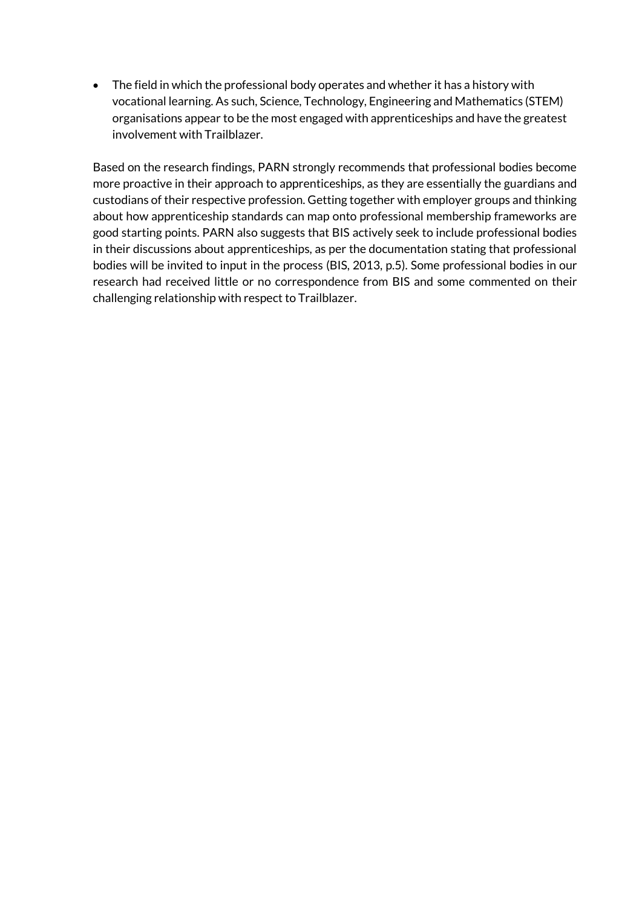- The field in which the professional body operates and whether it has a history with vocational learning. As such, Science, Technology, Engineering and Mathematics (STEM) organisations appear to be the most engaged with apprenticeships and have the greatest involvement with Trailblazer.

Based on the research findings, PARN strongly recommends that professional bodies become more proactive in their approach to apprenticeships, as they are essentially the guardians and custodians of their respective profession. Getting together with employer groups and thinking about how apprenticeship standards can map onto professional membership frameworks are good starting points. PARN also suggests that BIS actively seek to include professional bodies in their discussions about apprenticeships, as per the documentation stating that professional bodies will be invited to input in the process (BIS, 2013, p.5). Some professional bodies in our research had received little or no correspondence from BIS and some commented on their challenging relationship with respect to Trailblazer.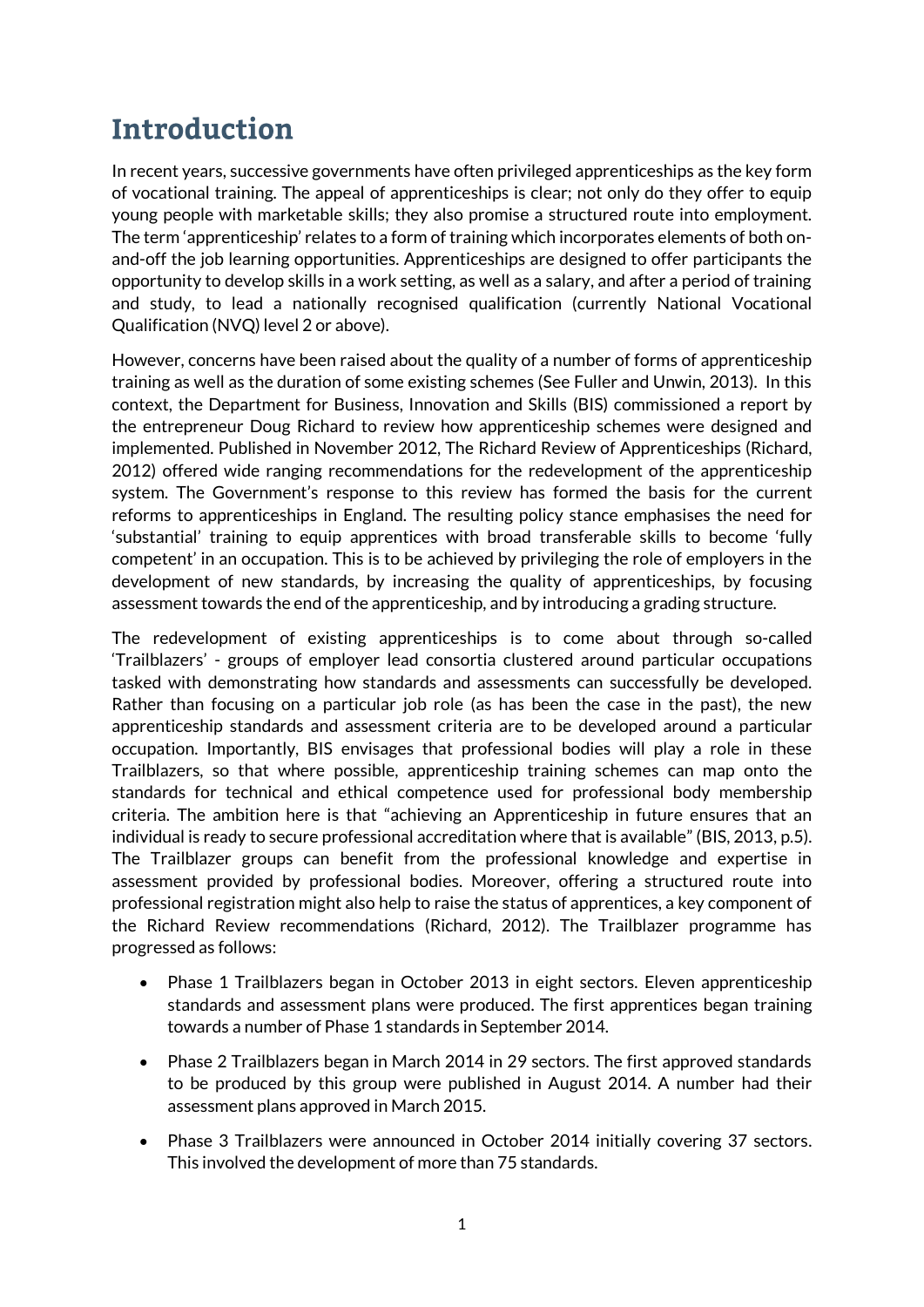# Introduction

In recent years, successive governments have often privileged apprenticeships as the key form of vocational training. The appeal of apprenticeships is clear; not only do they offer to equip young people with marketable skills; they also promise a structured route into employment. The term 'apprenticeship' relates to a form of training which incorporates elements of both on-and-off the job learning opportunities. Apprenticeships are designed to offer participants the opportunity to develop skills in a work setting, as well as a salary, and after a period of training and study, to lead a nationally recognised qualification (currently National Vocational Qualification (NVQ) level 2 or above).

However, concerns have been raised about the quality of a number of forms of apprenticeship training as well as the duration of some existing schemes (See Fuller and Unwin, 2013). In this context, the Department for Business, Innovation and Skills (BIS) commissioned a report by the entrepreneur Doug Richard to review how apprenticeship schemes were designed and implemented. Published in November 2012, The Richard Review of Apprenticeships (Richard, 2012) offered wide ranging recommendations for the redevelopment of the apprenticeship system. The Government's response to this review has formed the basis for the current reforms to apprenticeships in England. The resulting policy stance emphasises the need for 'substantial' training to equip apprentices with broad transferable skills to become 'fully competent' in an occupation. This is to be achieved by privileging the role of employers in the development of new standards, by increasing the quality of apprenticeships, by focusing assessment towards the end of the apprenticeship, and by introducing a grading structure.

The redevelopment of existing apprenticeships is to come about through so-called 'Trailblazers' - groups of employer lead consortia clustered around particular occupations tasked with demonstrating how standards and assessments can successfully be developed. Rather than focusing on a particular job role (as has been the case in the past), the new apprenticeship standards and assessment criteria are to be developed around a particular occupation. Importantly, BIS envisages that professional bodies will play a role in these Trailblazers, so that where possible, apprenticeship training schemes can map onto the standards for technical and ethical competence used for professional body membership criteria. The ambition here is that "achieving an Apprenticeship in future ensures that an individual is ready to secure professional accreditation where that is available" (BIS, 2013, p.5). The Trailblazer groups can benefit from the professional knowledge and expertise in assessment provided by professional bodies. Moreover, offering a structured route into professional registration might also help to raise the status of apprentices, a key component of the Richard Review recommendations (Richard, 2012). The Trailblazer programme has progressed as follows:

- Phase 1 Trailblazers began in October 2013 in eight sectors. Eleven apprenticeship standards and assessment plans were produced. The first apprentices began training towards a number of Phase 1 standards in September 2014.
- Phase 2 Trailblazers began in March 2014 in 29 sectors. The first approved standards to be produced by this group were published in August 2014. A number had their assessment plans approved in March 2015.
- Phase 3 Trailblazers were announced in October 2014 initially covering 37 sectors. This involved the development of more than 75 standards.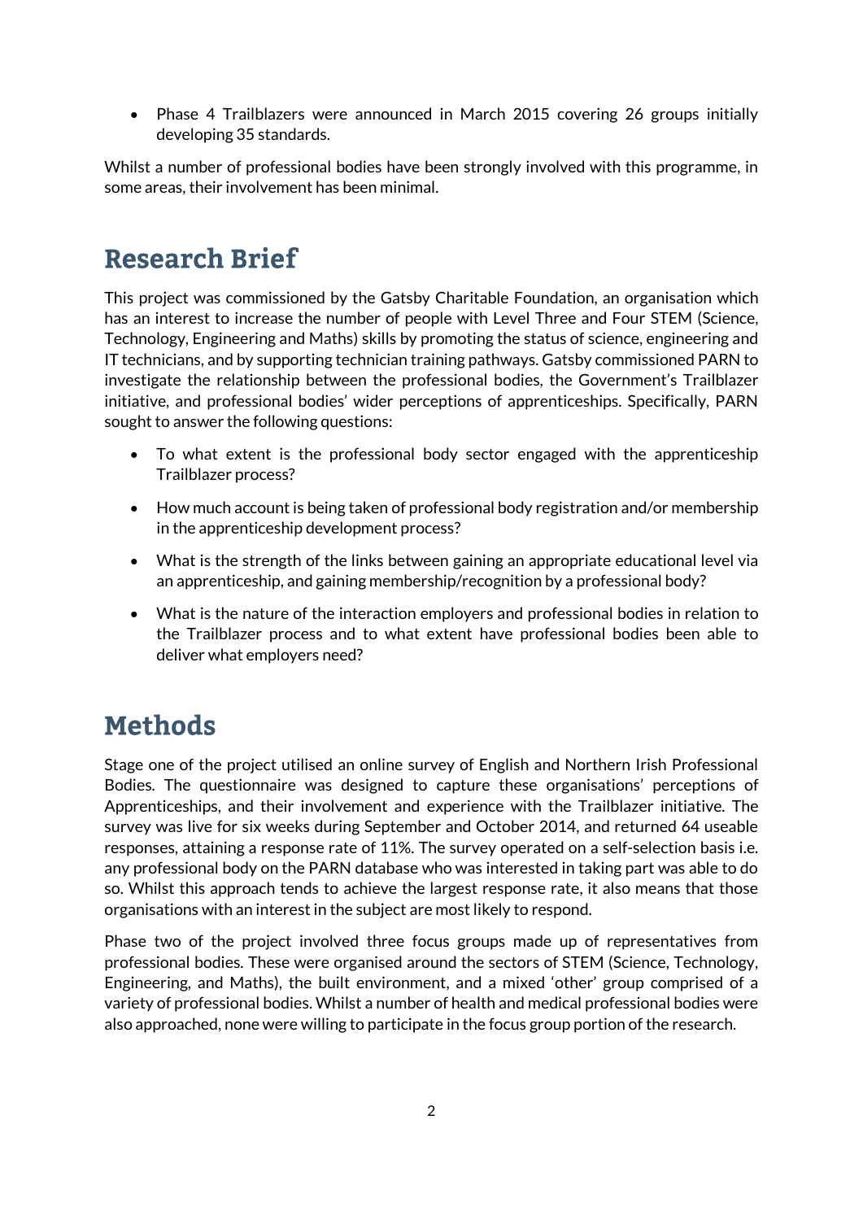- Phase 4 Trailblazers were announced in March 2015 covering 26 groups initially developing 35 standards.

Whilst a number of professional bodies have been strongly involved with this programme, in some areas, their involvement has been minimal.

## Research Brief

This project was commissioned by the Gatsby Charitable Foundation, an organisation which has an interest to increase the number of people with Level Three and Four STEM (Science, Technology, Engineering and Maths) skills by promoting the status of science, engineering and IT technicians, and by supporting technician training pathways. Gatsby commissioned PARN to investigate the relationship between the professional bodies, the Government's Trailblazer initiative, and professional bodies' wider perceptions of apprenticeships. Specifically, PARN sought to answer the following questions:

- To what extent is the professional body sector engaged with the apprenticeship Trailblazer process?
- How much account is being taken of professional body registration and/or membership in the apprenticeship development process?
- What is the strength of the links between gaining an appropriate educational level via an apprenticeship, and gaining membership/recognition by a professional body?
- What is the nature of the interaction employers and professional bodies in relation to the Trailblazer process and to what extent have professional bodies been able to deliver what employers need?

## Methods

Stage one of the project utilised an online survey of English and Northern Irish Professional Bodies. The questionnaire was designed to capture these organisations' perceptions of Apprenticeships, and their involvement and experience with the Trailblazer initiative. The survey was live for six weeks during September and October 2014, and returned 64 useable responses, attaining a response rate of 11%. The survey operated on a self-selection basis i.e. any professional body on the PARN database who was interested in taking part was able to do so. Whilst this approach tends to achieve the largest response rate, it also means that those organisations with an interest in the subject are most likely to respond.

Phase two of the project involved three focus groups made up of representatives from professional bodies. These were organised around the sectors of STEM (Science, Technology, Engineering, and Maths), the built environment, and a mixed 'other' group comprised of a variety of professional bodies. Whilst a number of health and medical professional bodies were also approached, none were willing to participate in the focus group portion of the research.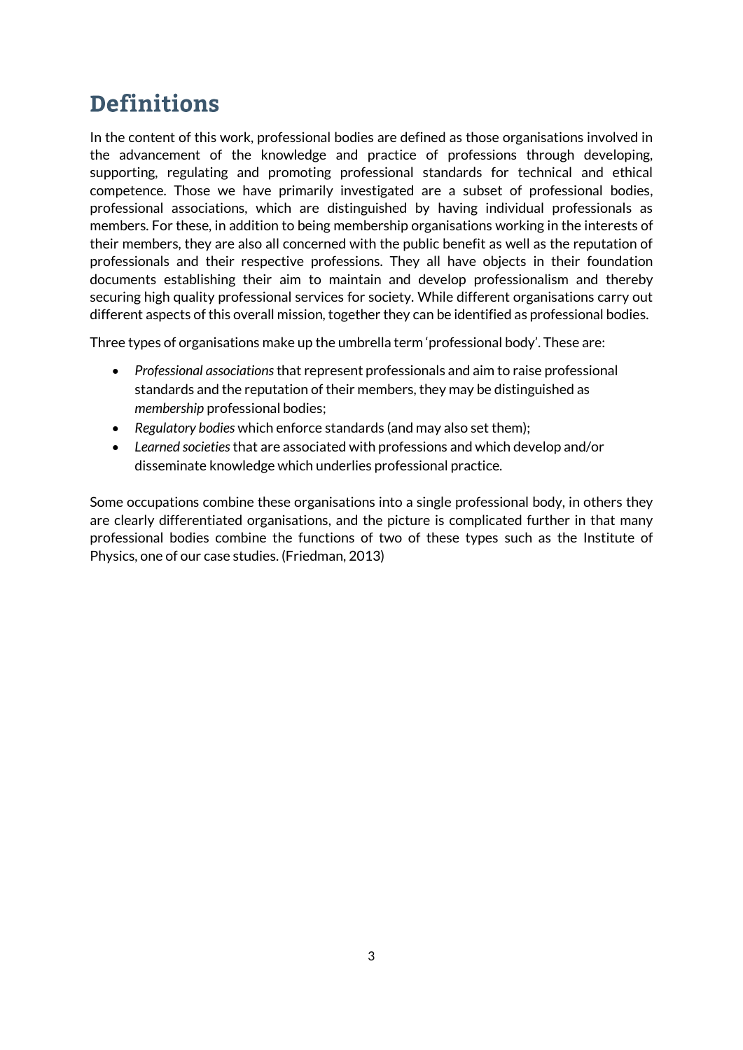# Definitions

In the content of this work, professional bodies are defined as those organisations involved in the advancement of the knowledge and practice of professions through developing, supporting, regulating and promoting professional standards for technical and ethical competence. Those we have primarily investigated are a subset of professional bodies, professional associations, which are distinguished by having individual professionals as members. For these, in addition to being membership organisations working in the interests of their members, they are also all concerned with the public benefit as well as the reputation of professionals and their respective professions. They all have objects in their foundation documents establishing their aim to maintain and develop professionalism and thereby securing high quality professional services for society. While different organisations carry out different aspects of this overall mission, together they can be identified as professional bodies.

Three types of organisations make up the umbrella term 'professional body'. These are:

- *Professional associations* that represent professionals and aim to raise professional standards and the reputation of their members, they may be distinguished as *membership* professional bodies;
- *Regulatory bodies* which enforce standards (and may also set them);
- *Learned societies* that are associated with professions and which develop and/or disseminate knowledge which underlies professional practice.

Some occupations combine these organisations into a single professional body, in others they are clearly differentiated organisations, and the picture is complicated further in that many professional bodies combine the functions of two of these types such as the Institute of Physics, one of our case studies. (Friedman, 2013)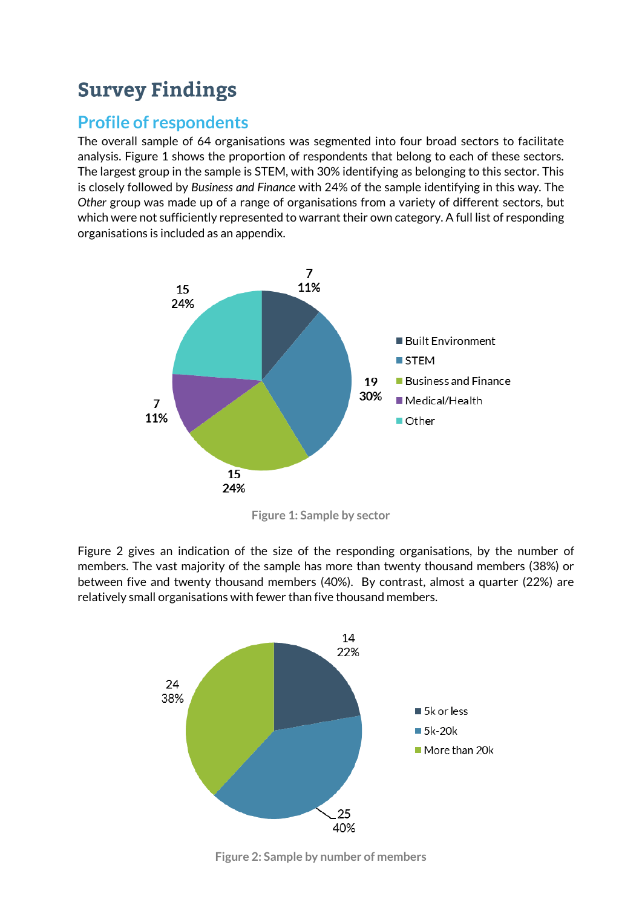# Survey Findings

## Profile of respondents

The overall sample of 64 organisations was segmented into four broad sectors to facilitate analysis. Figure 1 shows the proportion of respondents that belong to each of these sectors. The largest group in the sample is STEM, with 30% identifying as belonging to this sector. This is closely followed by *Business and Finance* with 24% of the sample identifying in this way. The *Other* group was made up of a range of organisations from a variety of different sectors, but which were not sufficiently represented to warrant their own category. A full list of responding organisations is included as an appendix.

Figure 1: Sample by sector

Figure 2 gives an indication of the size of the responding organisations, by the number of members. The vast majority of the sample has more than twenty thousand members (38%) or between five and twenty thousand members (40%). By contrast, almost a quarter (22%) are relatively small organisations with fewer than five thousand members.

Figure 2: Sample by number of members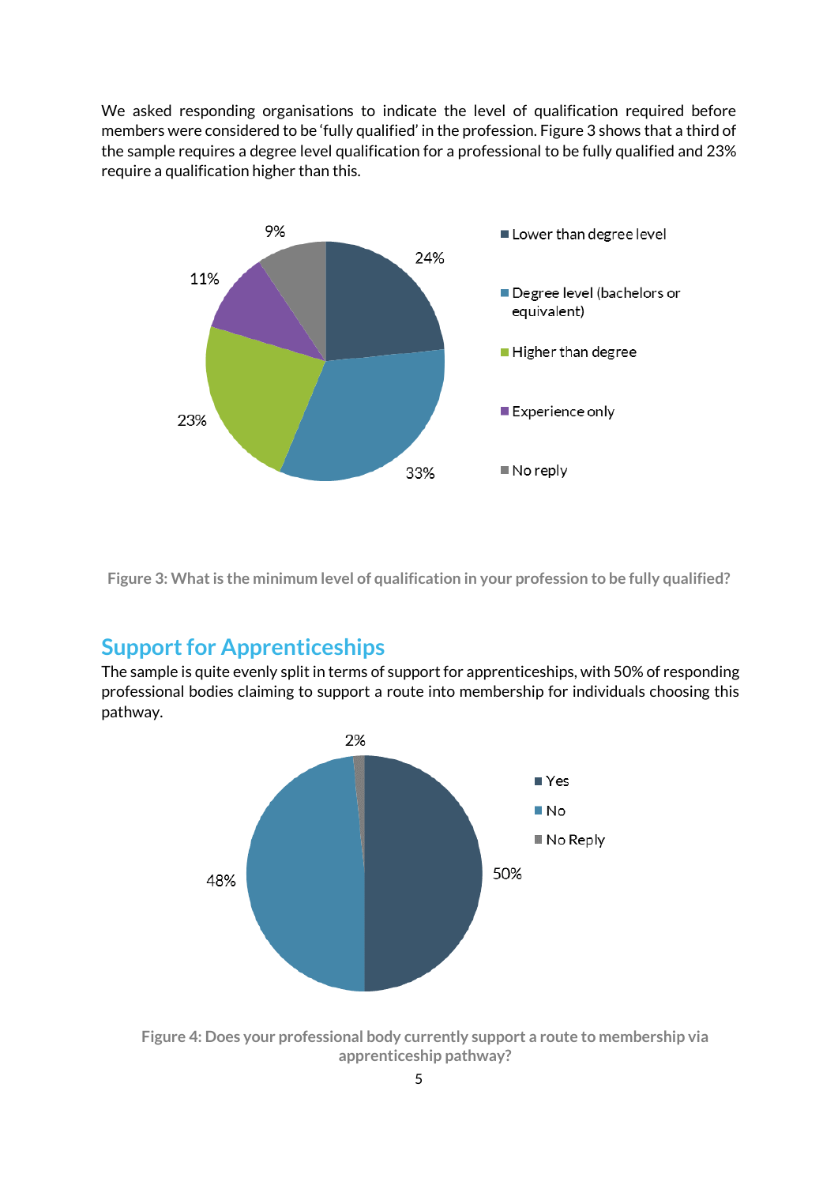We asked responding organisations to indicate the level of qualification required before members were considered to be 'fully qualified' in the profession. Figure 3 shows that a third of the sample requires a degree level qualification for a professional to be fully qualified and 23% require a qualification higher than this.

Figure 3: What is the minimum level of qualification in your profession to be fully qualified?

## Support for Apprenticeships

The sample is quite evenly split in terms of support for apprenticeships, with 50% of responding professional bodies claiming to support a route into membership for individuals choosing this pathway.

Figure 4: Does your professional body currently support a route to membership via apprenticeship pathway?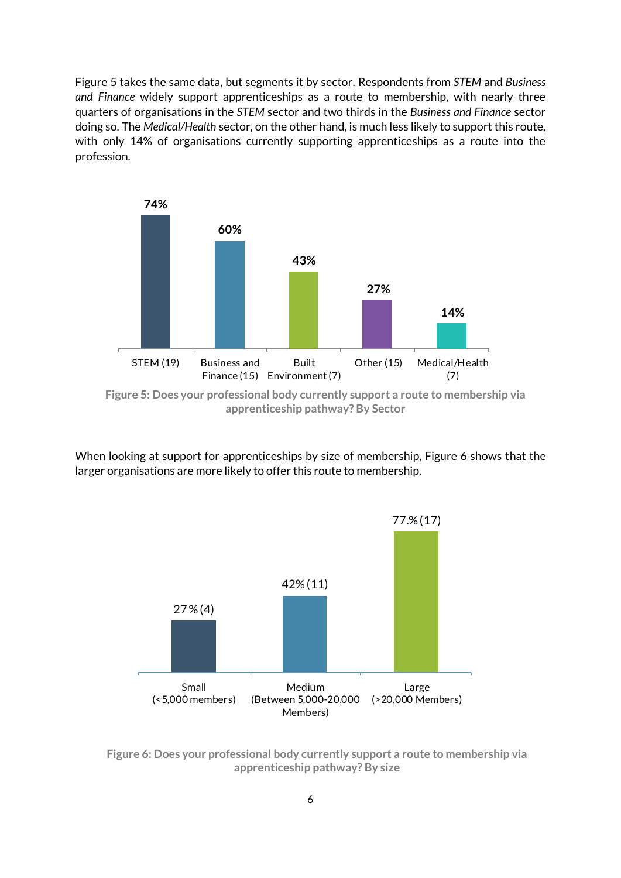Figure 5 takes the same data, but segments it by sector. Respondents from *STEM* and *Business and Finance* widely support apprenticeships as a route to membership, with nearly three quarters of organisations in the *STEM* sector and two thirds in the *Business and Finance* sector doing so. The *Medical/Health* sector, on the other hand, is much less likely to support this route, with only 14% of organisations currently supporting apprenticeships as a route into the profession.

| Sector | % |
|---|---|
| STEM (19) | 74% |
| Business and Finance (15) | 60% |
| Built Environment (7) | 43% |
| Other (15) | 27% |
| Medical/Health (7) | 14% |

**Figure 5: Does your professional body currently support a route to membership via apprenticeship pathway? By Sector**

When looking at support for apprenticeships by size of membership, Figure 6 shows that the larger organisations are more likely to offer this route to membership.

| Size | % (n) |
|---|---|
| Small (<5,000 members) | 27% (4) |
| Medium (Between 5,000-20,000 Members) | 42% (11) |
| Large (>20,000 Members) | 77.% (17) |

**Figure 6: Does your professional body currently support a route to membership via apprenticeship pathway? By size**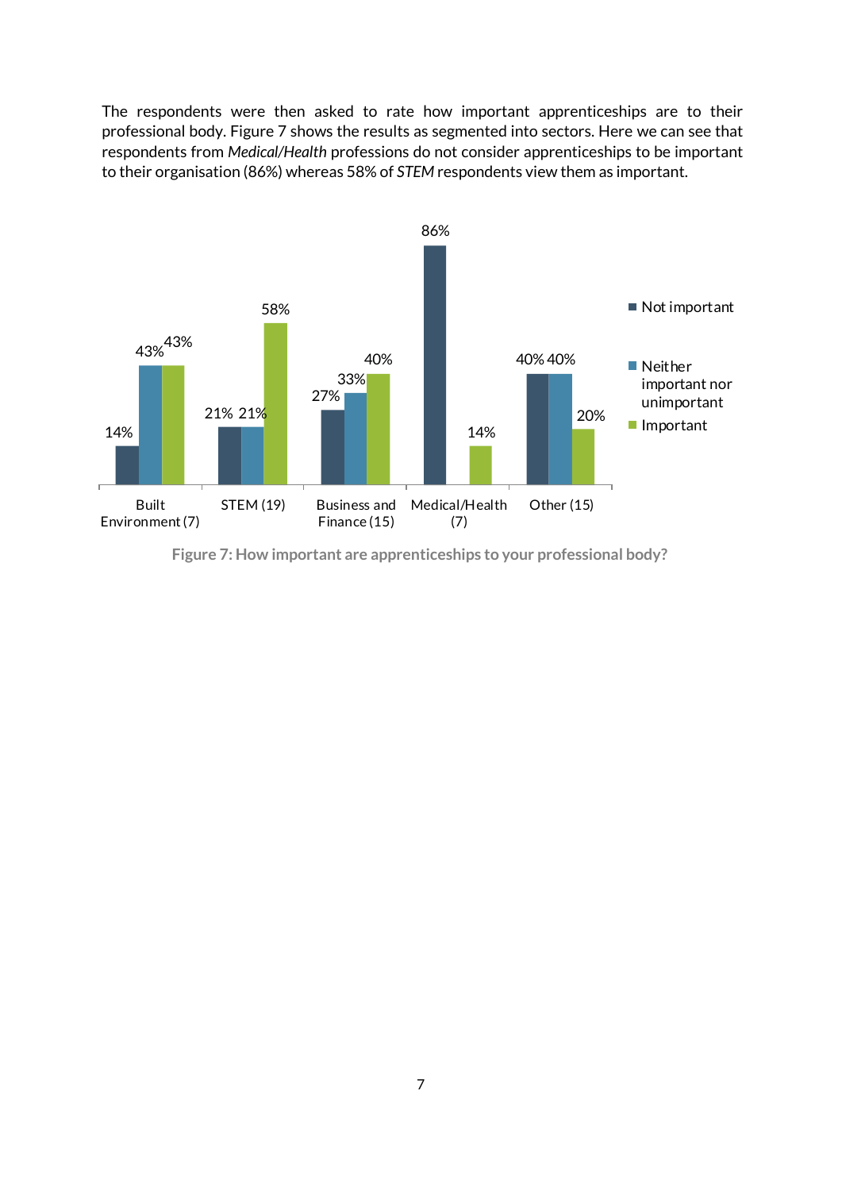The respondents were then asked to rate how important apprenticeships are to their professional body. Figure 7 shows the results as segmented into sectors. Here we can see that respondents from *Medical/Health* professions do not consider apprenticeships to be important to their organisation (86%) whereas 58% of *STEM* respondents view them as important.

| | Not important | Neither important nor unimportant | Important |
|---|---|---|---|
| Built Environment (7) | 14% | 43% | 43% |
| STEM (19) | 21% | 21% | 58% |
| Business and Finance (15) | 27% | 33% | 40% |
| Medical/Health (7) | 86% | | 14% |
| Other (15) | 40% | 40% | 20% |

**Figure 7: How important are apprenticeships to your professional body?**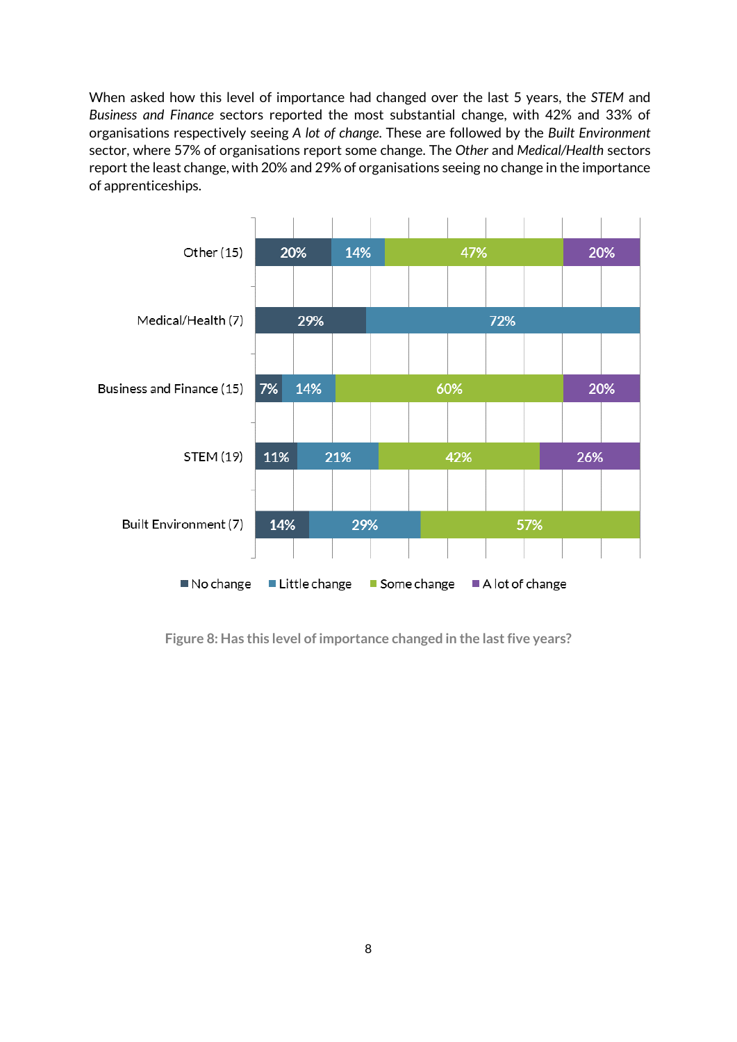When asked how this level of importance had changed over the last 5 years, the *STEM* and *Business and Finance* sectors reported the most substantial change, with 42% and 33% of organisations respectively seeing *A lot of change*. These are followed by the *Built Environment* sector, where 57% of organisations report some change. The *Other* and *Medical/Health* sectors report the least change, with 20% and 29% of organisations seeing no change in the importance of apprenticeships.

| Sector | No change | Little change | Some change | A lot of change |
|---|---|---|---|---|
| Other (15) | 20% | 14% | 47% | 20% |
| Medical/Health (7) | 29% | 72% | | |
| Business and Finance (15) | 7% | 14% | 60% | 20% |
| STEM (19) | 11% | 21% | 42% | 26% |
| Built Environment (7) | 14% | 29% | 57% | |

Figure 8: Has this level of importance changed in the last five years?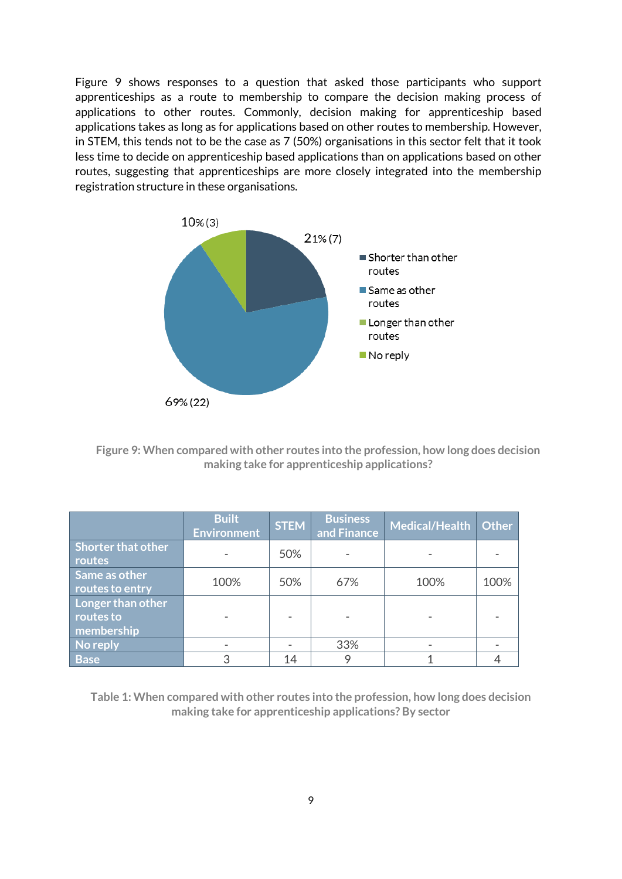Figure 9 shows responses to a question that asked those participants who support apprenticeships as a route to membership to compare the decision making process of applications to other routes. Commonly, decision making for apprenticeship based applications takes as long as for applications based on other routes to membership. However, in STEM, this tends not to be the case as 7 (50%) organisations in this sector felt that it took less time to decide on apprenticeship based applications than on applications based on other routes, suggesting that apprenticeships are more closely integrated into the membership registration structure in these organisations.

10% (3)

21% (7)

69% (22)

- Shorter than other routes
- Same as other routes
- Longer than other routes
- No reply

**Figure 9: When compared with other routes into the profession, how long does decision making take for apprenticeship applications?**

| | Built Environment | STEM | Business and Finance | Medical/Health | Other |
|---|---|---|---|---|---|
| Shorter that other routes | - | 50% | - | - | - |
| Same as other routes to entry | 100% | 50% | 67% | 100% | 100% |
| Longer than other routes to membership | - | - | - | - | - |
| No reply | - | - | 33% | - | - |
| Base | 3 | 14 | 9 | 1 | 4 |

**Table 1: When compared with other routes into the profession, how long does decision making take for apprenticeship applications? By sector**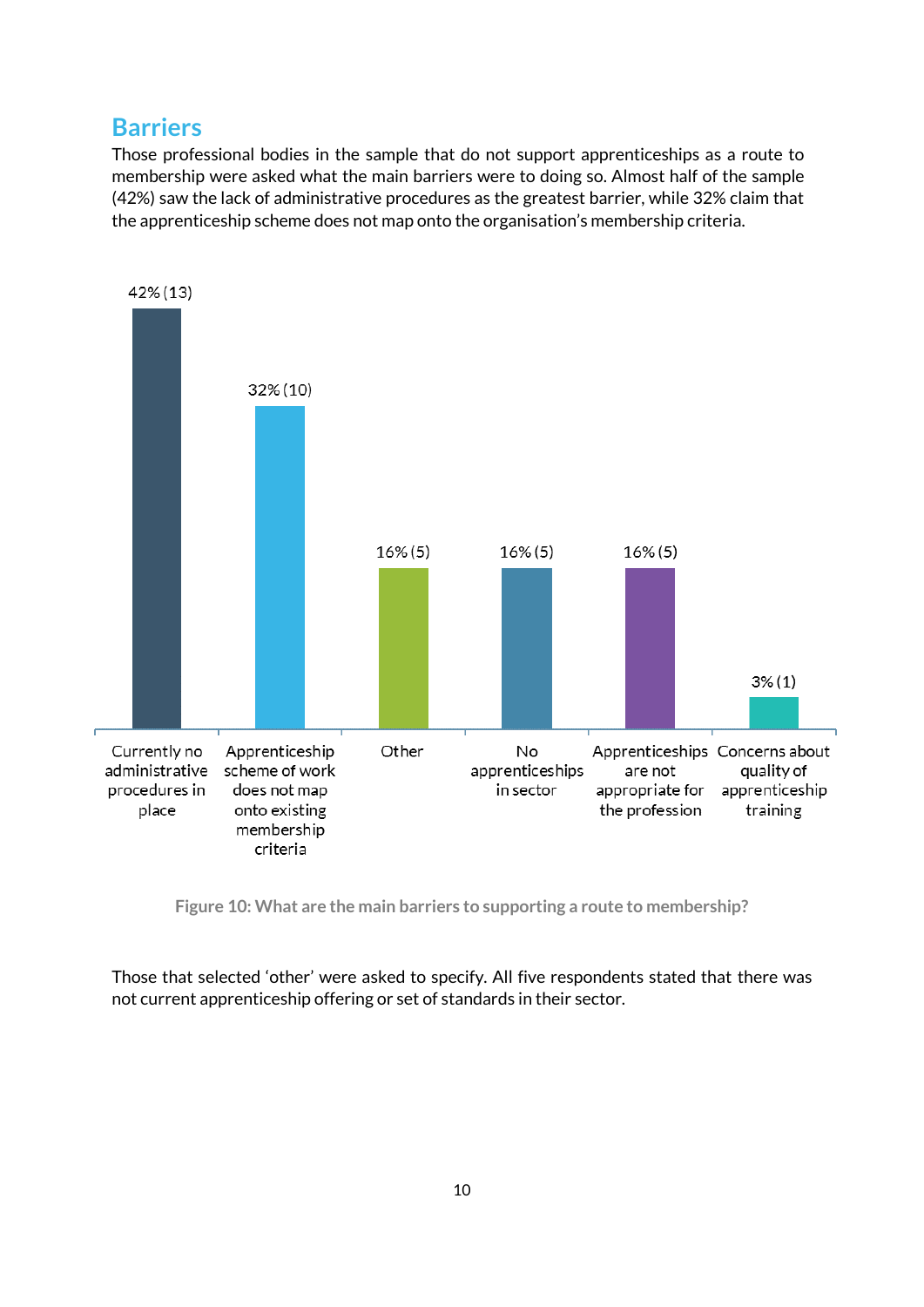## Barriers

Those professional bodies in the sample that do not support apprenticeships as a route to membership were asked what the main barriers were to doing so. Almost half of the sample (42%) saw the lack of administrative procedures as the greatest barrier, while 32% claim that the apprenticeship scheme does not map onto the organisation's membership criteria.

| Barrier | Percentage (n) |
|---|---|
| Currently no administrative procedures in place | 42% (13) |
| Apprenticeship scheme of work does not map onto existing membership criteria | 32% (10) |
| Other | 16% (5) |
| No apprenticeships in sector | 16% (5) |
| Apprenticeships are not appropriate for the profession | 16% (5) |
| Concerns about quality of apprenticeship training | 3% (1) |

**Figure 10: What are the main barriers to supporting a route to membership?**

Those that selected 'other' were asked to specify. All five respondents stated that there was not current apprenticeship offering or set of standards in their sector.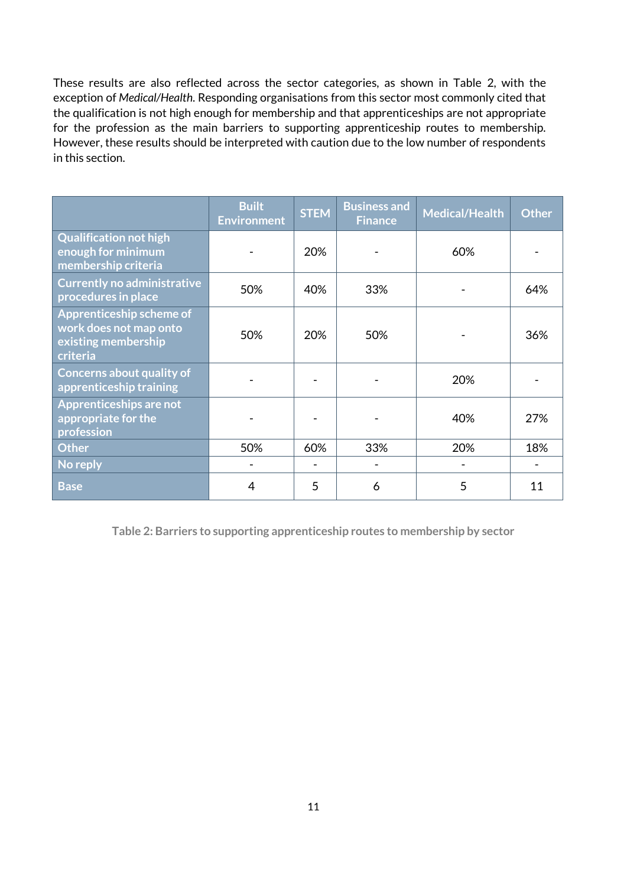These results are also reflected across the sector categories, as shown in Table 2, with the exception of *Medical/Health*. Responding organisations from this sector most commonly cited that the qualification is not high enough for membership and that apprenticeships are not appropriate for the profession as the main barriers to supporting apprenticeship routes to membership. However, these results should be interpreted with caution due to the low number of respondents in this section.

| | Built Environment | STEM | Business and Finance | Medical/Health | Other |
|---|---|---|---|---|---|
| Qualification not high enough for minimum membership criteria | - | 20% | - | 60% | - |
| Currently no administrative procedures in place | 50% | 40% | 33% | - | 64% |
| Apprenticeship scheme of work does not map onto existing membership criteria | 50% | 20% | 50% | - | 36% |
| Concerns about quality of apprenticeship training | - | - | - | 20% | - |
| Apprenticeships are not appropriate for the profession | - | - | - | 40% | 27% |
| Other | 50% | 60% | 33% | 20% | 18% |
| No reply | - | - | - | - | - |
| Base | 4 | 5 | 6 | 5 | 11 |

Table 2: Barriers to supporting apprenticeship routes to membership by sector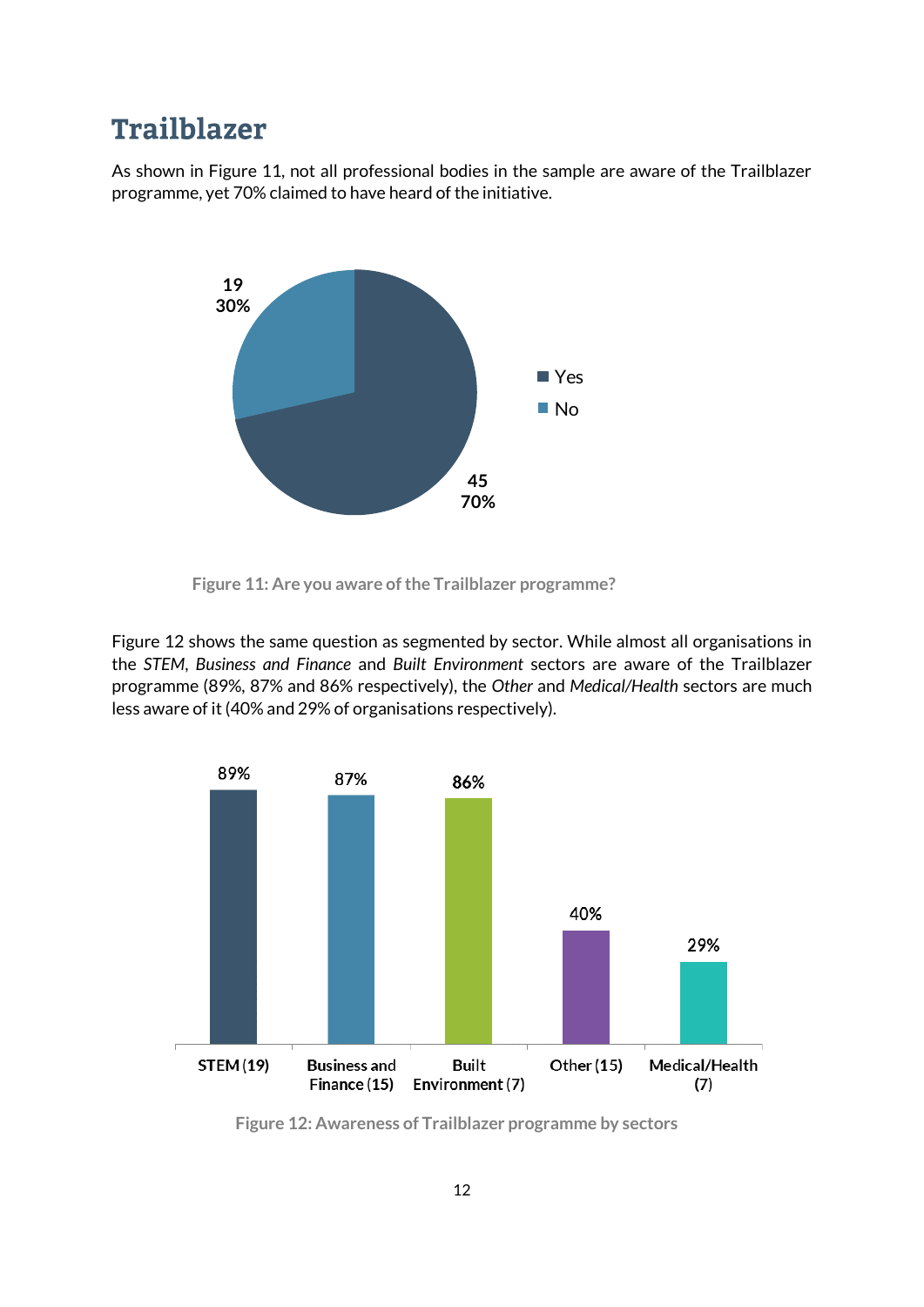## Trailblazer

As shown in Figure 11, not all professional bodies in the sample are aware of the Trailblazer programme, yet 70% claimed to have heard of the initiative.

Figure 11: Are you aware of the Trailblazer programme?

Figure 12 shows the same question as segmented by sector. While almost all organisations in the *STEM*, *Business and Finance* and *Built Environment* sectors are aware of the Trailblazer programme (89%, 87% and 86% respectively), the *Other* and *Medical/Health* sectors are much less aware of it (40% and 29% of organisations respectively).

Figure 12: Awareness of Trailblazer programme by sectors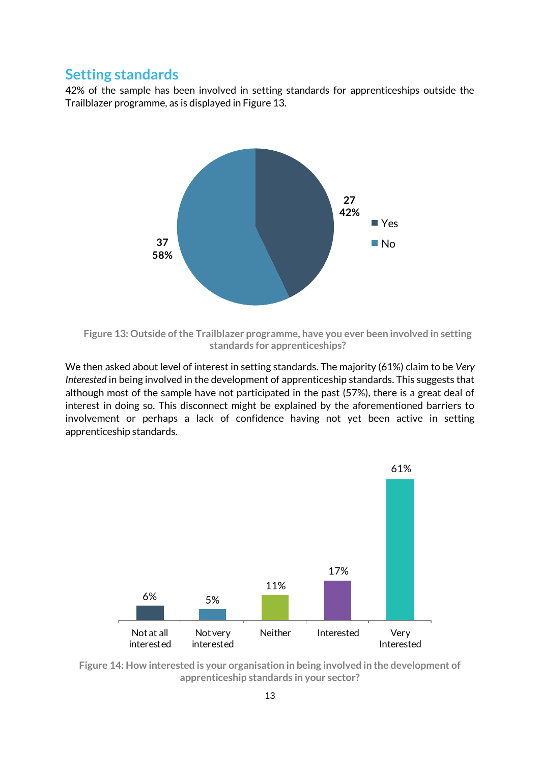## Setting standards

42% of the sample has been involved in setting standards for apprenticeships outside the Trailblazer programme, as is displayed in Figure 13.

**Figure 13: Outside of the Trailblazer programme, have you ever been involved in setting standards for apprenticeships?**

We then asked about level of interest in setting standards. The majority (61%) claim to be *Very Interested* in being involved in the development of apprenticeship standards. This suggests that although most of the sample have not participated in the past (57%), there is a great deal of interest in doing so. This disconnect might be explained by the aforementioned barriers to involvement or perhaps a lack of confidence having not yet been active in setting apprenticeship standards.

**Figure 14: How interested is your organisation in being involved in the development of apprenticeship standards in your sector?**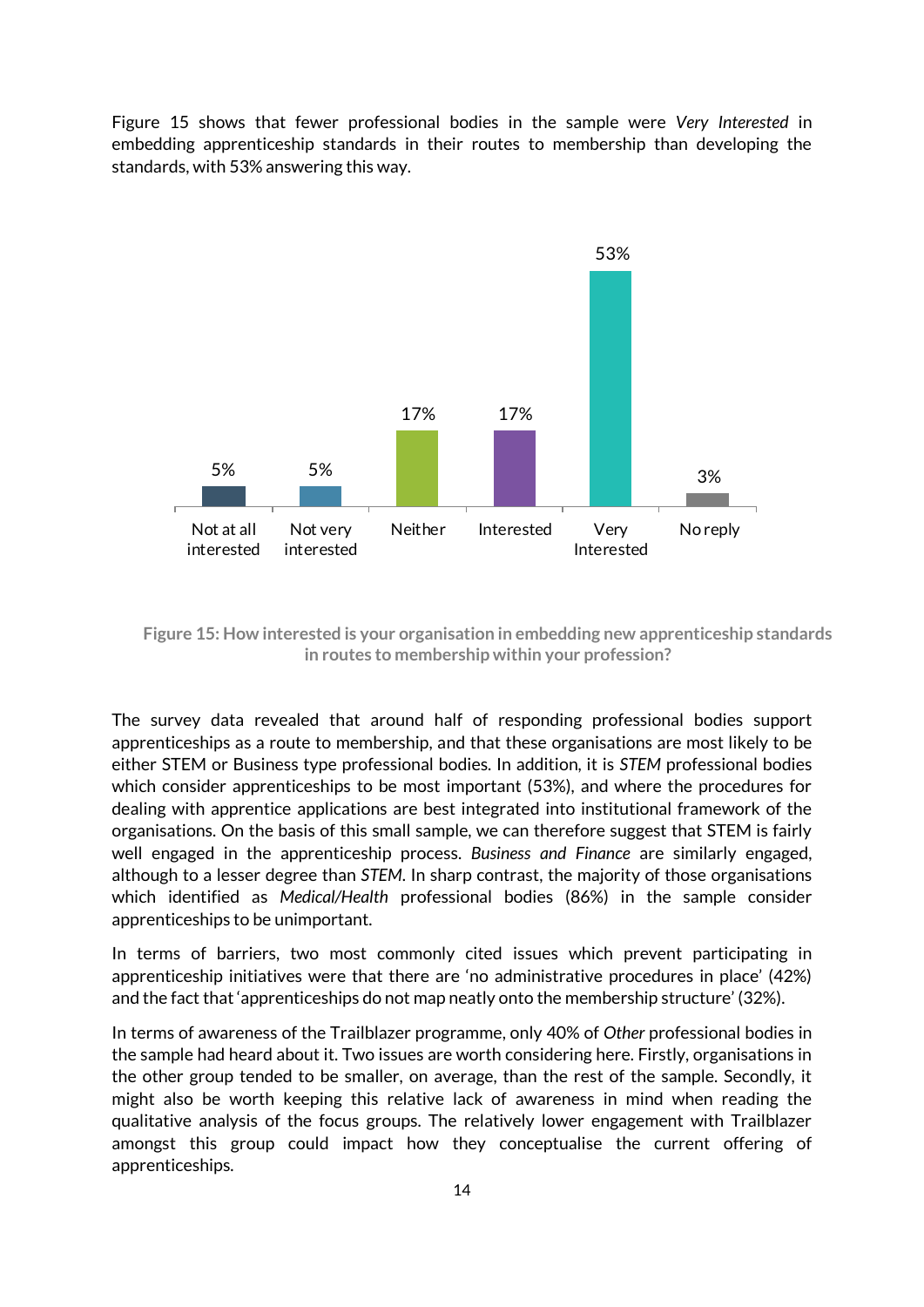Figure 15 shows that fewer professional bodies in the sample were *Very Interested* in embedding apprenticeship standards in their routes to membership than developing the standards, with 53% answering this way.

| Not at all interested | Not very interested | Neither | Interested | Very Interested | No reply |
|---|---|---|---|---|---|
| 5% | 5% | 17% | 17% | 53% | 3% |

**Figure 15: How interested is your organisation in embedding new apprenticeship standards in routes to membership within your profession?**

The survey data revealed that around half of responding professional bodies support apprenticeships as a route to membership, and that these organisations are most likely to be either STEM or Business type professional bodies. In addition, it is *STEM* professional bodies which consider apprenticeships to be most important (53%), and where the procedures for dealing with apprentice applications are best integrated into institutional framework of the organisations. On the basis of this small sample, we can therefore suggest that STEM is fairly well engaged in the apprenticeship process. *Business and Finance* are similarly engaged, although to a lesser degree than *STEM*. In sharp contrast, the majority of those organisations which identified as *Medical/Health* professional bodies (86%) in the sample consider apprenticeships to be unimportant.

In terms of barriers, two most commonly cited issues which prevent participating in apprenticeship initiatives were that there are 'no administrative procedures in place' (42%) and the fact that 'apprenticeships do not map neatly onto the membership structure' (32%).

In terms of awareness of the Trailblazer programme, only 40% of *Other* professional bodies in the sample had heard about it. Two issues are worth considering here. Firstly, organisations in the other group tended to be smaller, on average, than the rest of the sample. Secondly, it might also be worth keeping this relative lack of awareness in mind when reading the qualitative analysis of the focus groups. The relatively lower engagement with Trailblazer amongst this group could impact how they conceptualise the current offering of apprenticeships.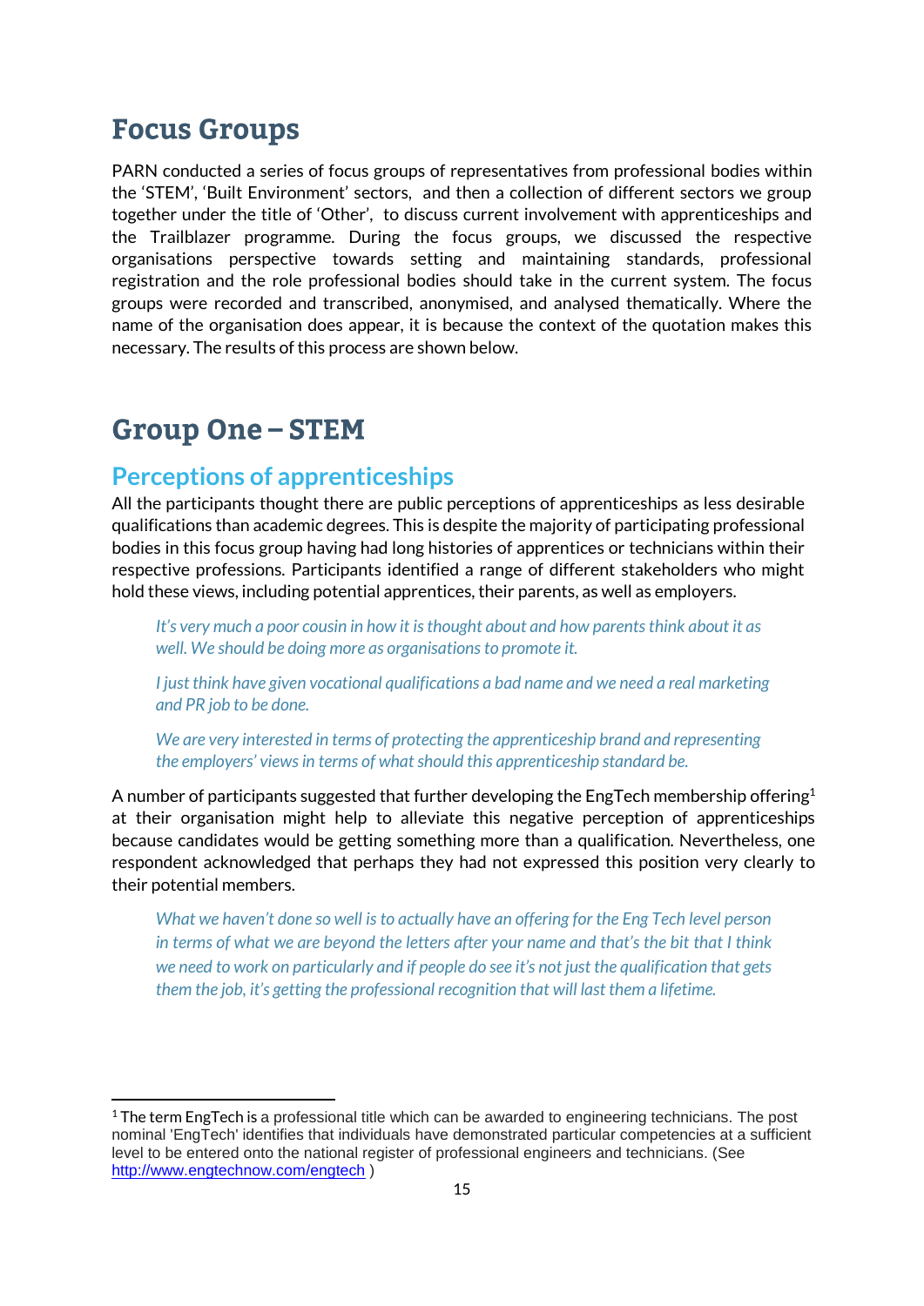# Focus Groups

PARN conducted a series of focus groups of representatives from professional bodies within the 'STEM', 'Built Environment' sectors, and then a collection of different sectors we group together under the title of 'Other', to discuss current involvement with apprenticeships and the Trailblazer programme. During the focus groups, we discussed the respective organisations perspective towards setting and maintaining standards, professional registration and the role professional bodies should take in the current system. The focus groups were recorded and transcribed, anonymised, and analysed thematically. Where the name of the organisation does appear, it is because the context of the quotation makes this necessary. The results of this process are shown below.

# Group One – STEM

## Perceptions of apprenticeships

All the participants thought there are public perceptions of apprenticeships as less desirable qualifications than academic degrees. This is despite the majority of participating professional bodies in this focus group having had long histories of apprentices or technicians within their respective professions. Participants identified a range of different stakeholders who might hold these views, including potential apprentices, their parents, as well as employers.

> *It's very much a poor cousin in how it is thought about and how parents think about it as well. We should be doing more as organisations to promote it.*
>
> *I just think have given vocational qualifications a bad name and we need a real marketing and PR job to be done.*
>
> *We are very interested in terms of protecting the apprenticeship brand and representing the employers' views in terms of what should this apprenticeship standard be.*

A number of participants suggested that further developing the EngTech membership offering[1] at their organisation might help to alleviate this negative perception of apprenticeships because candidates would be getting something more than a qualification. Nevertheless, one respondent acknowledged that perhaps they had not expressed this position very clearly to their potential members.

> *What we haven't done so well is to actually have an offering for the Eng Tech level person in terms of what we are beyond the letters after your name and that's the bit that I think we need to work on particularly and if people do see it's not just the qualification that gets them the job, it's getting the professional recognition that will last them a lifetime.*

[1] The term EngTech is a professional title which can be awarded to engineering technicians. The post nominal 'EngTech' identifies that individuals have demonstrated particular competencies at a sufficient level to be entered onto the national register of professional engineers and technicians. (See http://www.engtechnow.com/engtech )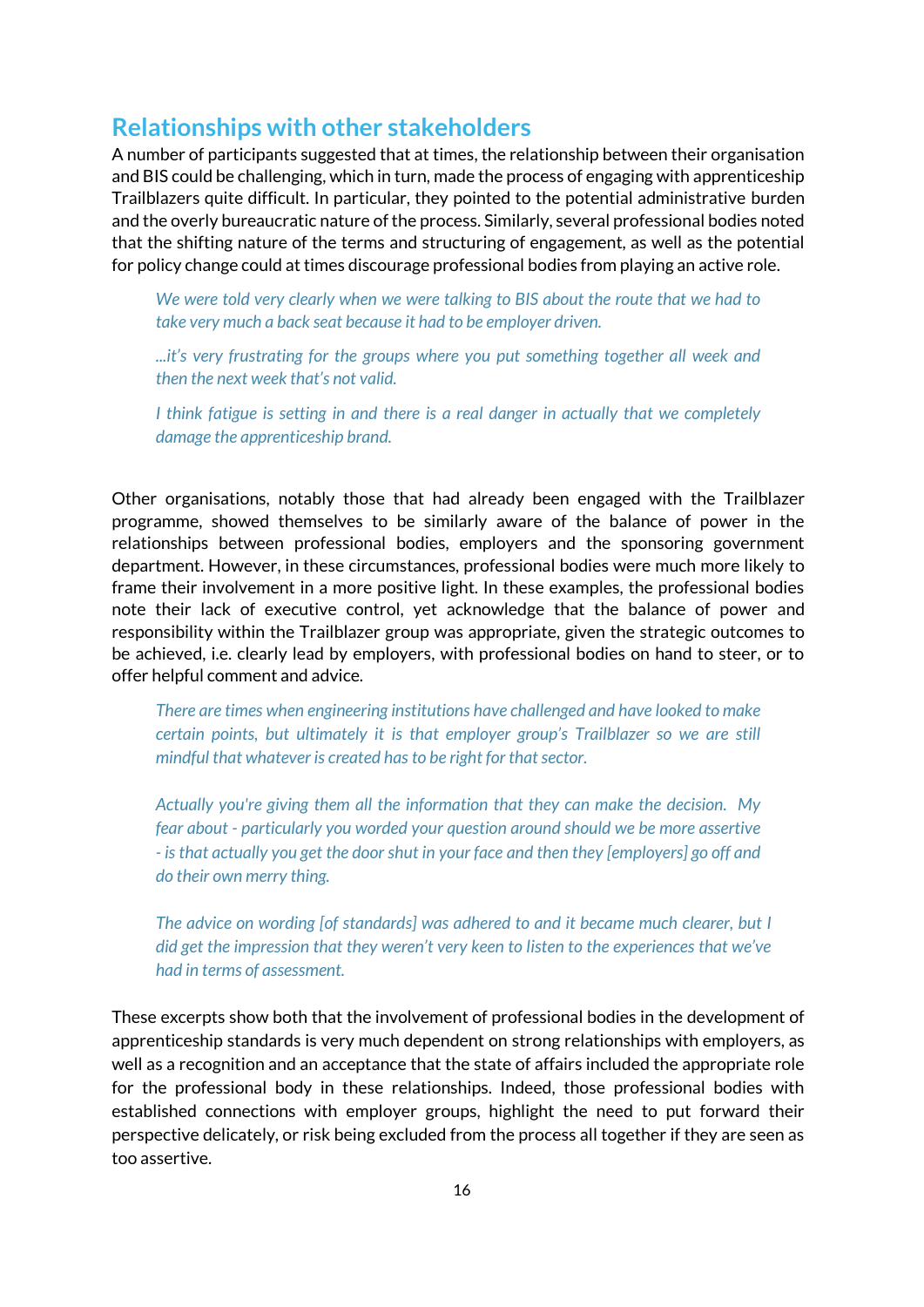## Relationships with other stakeholders

A number of participants suggested that at times, the relationship between their organisation and BIS could be challenging, which in turn, made the process of engaging with apprenticeship Trailblazers quite difficult. In particular, they pointed to the potential administrative burden and the overly bureaucratic nature of the process. Similarly, several professional bodies noted that the shifting nature of the terms and structuring of engagement, as well as the potential for policy change could at times discourage professional bodies from playing an active role.

> *We were told very clearly when we were talking to BIS about the route that we had to take very much a back seat because it had to be employer driven.*
>
> *...it's very frustrating for the groups where you put something together all week and then the next week that's not valid.*
>
> *I think fatigue is setting in and there is a real danger in actually that we completely damage the apprenticeship brand.*

Other organisations, notably those that had already been engaged with the Trailblazer programme, showed themselves to be similarly aware of the balance of power in the relationships between professional bodies, employers and the sponsoring government department. However, in these circumstances, professional bodies were much more likely to frame their involvement in a more positive light. In these examples, the professional bodies note their lack of executive control, yet acknowledge that the balance of power and responsibility within the Trailblazer group was appropriate, given the strategic outcomes to be achieved, i.e. clearly lead by employers, with professional bodies on hand to steer, or to offer helpful comment and advice.

> *There are times when engineering institutions have challenged and have looked to make certain points, but ultimately it is that employer group's Trailblazer so we are still mindful that whatever is created has to be right for that sector.*
>
> *Actually you're giving them all the information that they can make the decision. My fear about - particularly you worded your question around should we be more assertive - is that actually you get the door shut in your face and then they [employers] go off and do their own merry thing.*
>
> *The advice on wording [of standards] was adhered to and it became much clearer, but I did get the impression that they weren't very keen to listen to the experiences that we've had in terms of assessment.*

These excerpts show both that the involvement of professional bodies in the development of apprenticeship standards is very much dependent on strong relationships with employers, as well as a recognition and an acceptance that the state of affairs included the appropriate role for the professional body in these relationships. Indeed, those professional bodies with established connections with employer groups, highlight the need to put forward their perspective delicately, or risk being excluded from the process all together if they are seen as too assertive.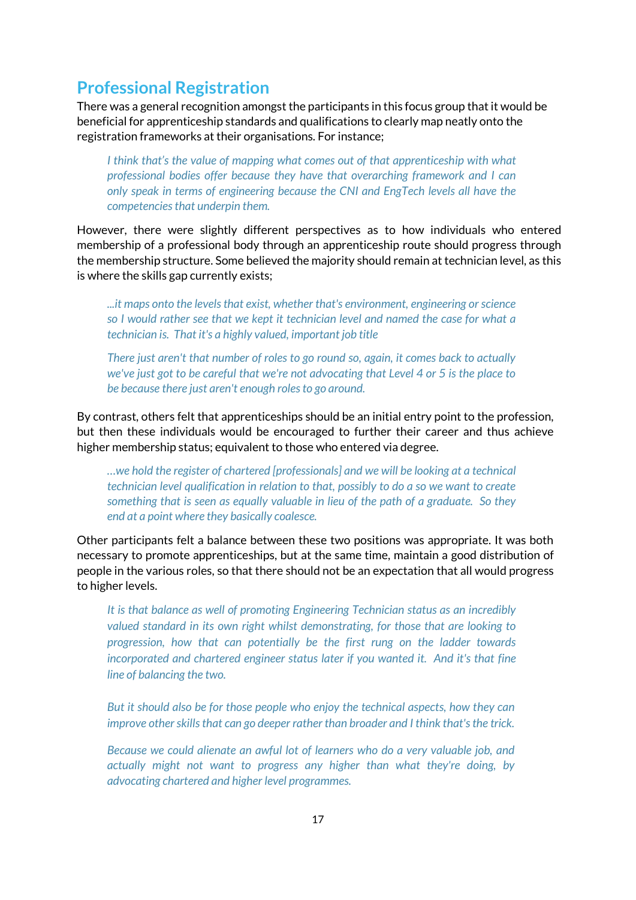## Professional Registration

There was a general recognition amongst the participants in this focus group that it would be beneficial for apprenticeship standards and qualifications to clearly map neatly onto the registration frameworks at their organisations. For instance;

> *I think that's the value of mapping what comes out of that apprenticeship with what professional bodies offer because they have that overarching framework and I can only speak in terms of engineering because the CNI and EngTech levels all have the competencies that underpin them.*

However, there were slightly different perspectives as to how individuals who entered membership of a professional body through an apprenticeship route should progress through the membership structure. Some believed the majority should remain at technician level, as this is where the skills gap currently exists;

> *...it maps onto the levels that exist, whether that's environment, engineering or science so I would rather see that we kept it technician level and named the case for what a technician is. That it's a highly valued, important job title*

> *There just aren't that number of roles to go round so, again, it comes back to actually we've just got to be careful that we're not advocating that Level 4 or 5 is the place to be because there just aren't enough roles to go around.*

By contrast, others felt that apprenticeships should be an initial entry point to the profession, but then these individuals would be encouraged to further their career and thus achieve higher membership status; equivalent to those who entered via degree.

> *…we hold the register of chartered [professionals] and we will be looking at a technical technician level qualification in relation to that, possibly to do a so we want to create something that is seen as equally valuable in lieu of the path of a graduate. So they end at a point where they basically coalesce.*

Other participants felt a balance between these two positions was appropriate. It was both necessary to promote apprenticeships, but at the same time, maintain a good distribution of people in the various roles, so that there should not be an expectation that all would progress to higher levels.

> *It is that balance as well of promoting Engineering Technician status as an incredibly valued standard in its own right whilst demonstrating, for those that are looking to progression, how that can potentially be the first rung on the ladder towards incorporated and chartered engineer status later if you wanted it. And it's that fine line of balancing the two.*

> *But it should also be for those people who enjoy the technical aspects, how they can improve other skills that can go deeper rather than broader and I think that's the trick.*

> *Because we could alienate an awful lot of learners who do a very valuable job, and actually might not want to progress any higher than what they're doing, by advocating chartered and higher level programmes.*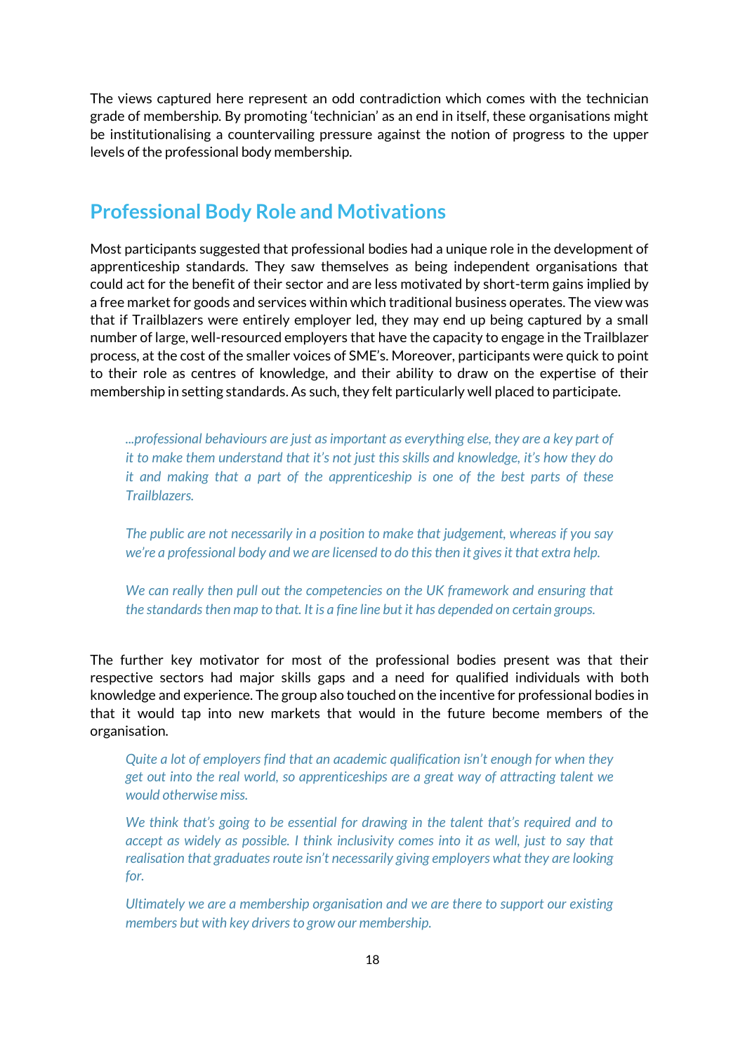The views captured here represent an odd contradiction which comes with the technician grade of membership. By promoting 'technician' as an end in itself, these organisations might be institutionalising a countervailing pressure against the notion of progress to the upper levels of the professional body membership.

## Professional Body Role and Motivations

Most participants suggested that professional bodies had a unique role in the development of apprenticeship standards. They saw themselves as being independent organisations that could act for the benefit of their sector and are less motivated by short-term gains implied by a free market for goods and services within which traditional business operates. The view was that if Trailblazers were entirely employer led, they may end up being captured by a small number of large, well-resourced employers that have the capacity to engage in the Trailblazer process, at the cost of the smaller voices of SME's. Moreover, participants were quick to point to their role as centres of knowledge, and their ability to draw on the expertise of their membership in setting standards. As such, they felt particularly well placed to participate.

> *...professional behaviours are just as important as everything else, they are a key part of it to make them understand that it's not just this skills and knowledge, it's how they do it and making that a part of the apprenticeship is one of the best parts of these Trailblazers.*
>
> *The public are not necessarily in a position to make that judgement, whereas if you say we're a professional body and we are licensed to do this then it gives it that extra help.*
>
> *We can really then pull out the competencies on the UK framework and ensuring that the standards then map to that. It is a fine line but it has depended on certain groups.*

The further key motivator for most of the professional bodies present was that their respective sectors had major skills gaps and a need for qualified individuals with both knowledge and experience. The group also touched on the incentive for professional bodies in that it would tap into new markets that would in the future become members of the organisation.

> *Quite a lot of employers find that an academic qualification isn't enough for when they get out into the real world, so apprenticeships are a great way of attracting talent we would otherwise miss.*
>
> *We think that's going to be essential for drawing in the talent that's required and to accept as widely as possible. I think inclusivity comes into it as well, just to say that realisation that graduates route isn't necessarily giving employers what they are looking for.*
>
> *Ultimately we are a membership organisation and we are there to support our existing members but with key drivers to grow our membership.*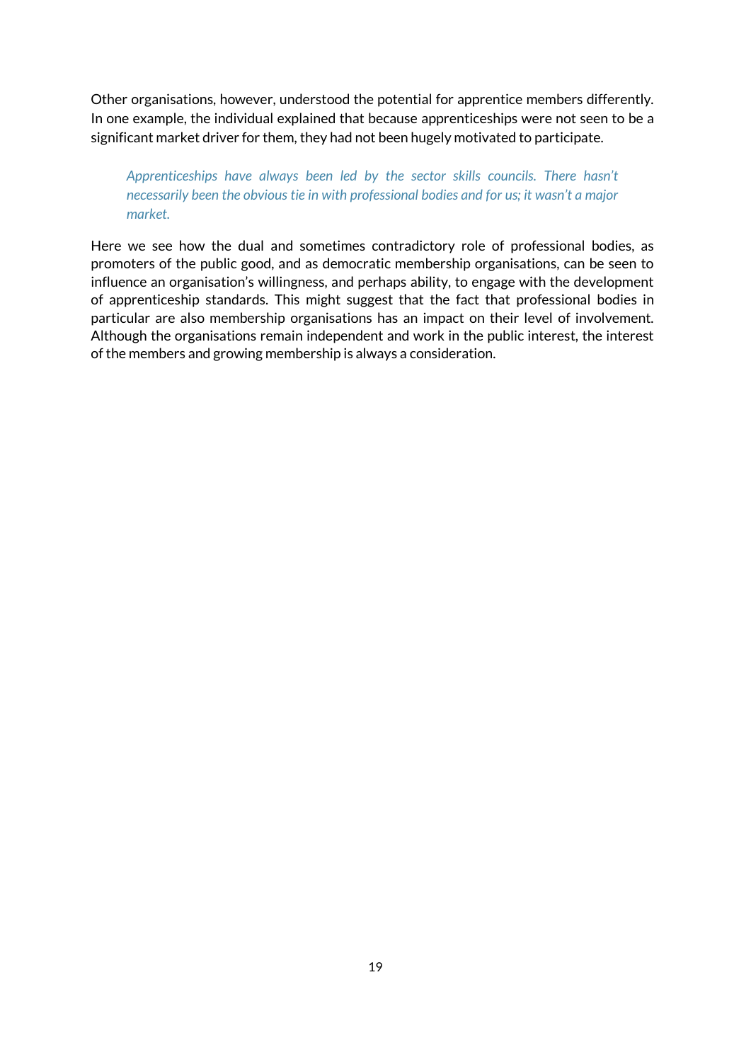Other organisations, however, understood the potential for apprentice members differently. In one example, the individual explained that because apprenticeships were not seen to be a significant market driver for them, they had not been hugely motivated to participate.

> *Apprenticeships have always been led by the sector skills councils. There hasn't necessarily been the obvious tie in with professional bodies and for us; it wasn't a major market.*

Here we see how the dual and sometimes contradictory role of professional bodies, as promoters of the public good, and as democratic membership organisations, can be seen to influence an organisation's willingness, and perhaps ability, to engage with the development of apprenticeship standards. This might suggest that the fact that professional bodies in particular are also membership organisations has an impact on their level of involvement. Although the organisations remain independent and work in the public interest, the interest of the members and growing membership is always a consideration.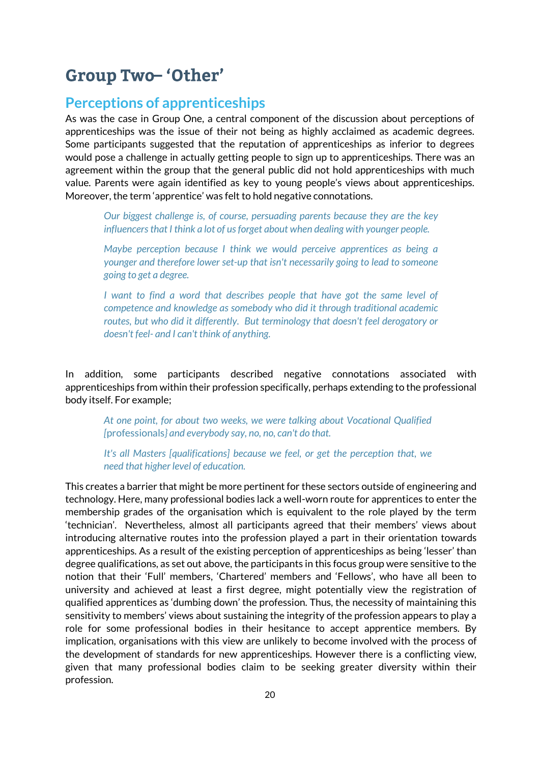# Group Two– 'Other'

## Perceptions of apprenticeships

As was the case in Group One, a central component of the discussion about perceptions of apprenticeships was the issue of their not being as highly acclaimed as academic degrees. Some participants suggested that the reputation of apprenticeships as inferior to degrees would pose a challenge in actually getting people to sign up to apprenticeships. There was an agreement within the group that the general public did not hold apprenticeships with much value. Parents were again identified as key to young people's views about apprenticeships. Moreover, the term 'apprentice' was felt to hold negative connotations.

> *Our biggest challenge is, of course, persuading parents because they are the key influencers that I think a lot of us forget about when dealing with younger people.*
>
> *Maybe perception because I think we would perceive apprentices as being a younger and therefore lower set-up that isn't necessarily going to lead to someone going to get a degree.*
>
> *I want to find a word that describes people that have got the same level of competence and knowledge as somebody who did it through traditional academic routes, but who did it differently. But terminology that doesn't feel derogatory or doesn't feel- and I can't think of anything.*

In addition, some participants described negative connotations associated with apprenticeships from within their profession specifically, perhaps extending to the professional body itself. For example;

> *At one point, for about two weeks, we were talking about Vocational Qualified* [professionals} *and everybody say, no, no, can't do that.*
>
> *It's all Masters [qualifications] because we feel, or get the perception that, we need that higher level of education.*

This creates a barrier that might be more pertinent for these sectors outside of engineering and technology. Here, many professional bodies lack a well-worn route for apprentices to enter the membership grades of the organisation which is equivalent to the role played by the term 'technician'. Nevertheless, almost all participants agreed that their members' views about introducing alternative routes into the profession played a part in their orientation towards apprenticeships. As a result of the existing perception of apprenticeships as being 'lesser' than degree qualifications, as set out above, the participants in this focus group were sensitive to the notion that their 'Full' members, 'Chartered' members and 'Fellows', who have all been to university and achieved at least a first degree, might potentially view the registration of qualified apprentices as 'dumbing down' the profession. Thus, the necessity of maintaining this sensitivity to members' views about sustaining the integrity of the profession appears to play a role for some professional bodies in their hesitance to accept apprentice members. By implication, organisations with this view are unlikely to become involved with the process of the development of standards for new apprenticeships. However there is a conflicting view, given that many professional bodies claim to be seeking greater diversity within their profession.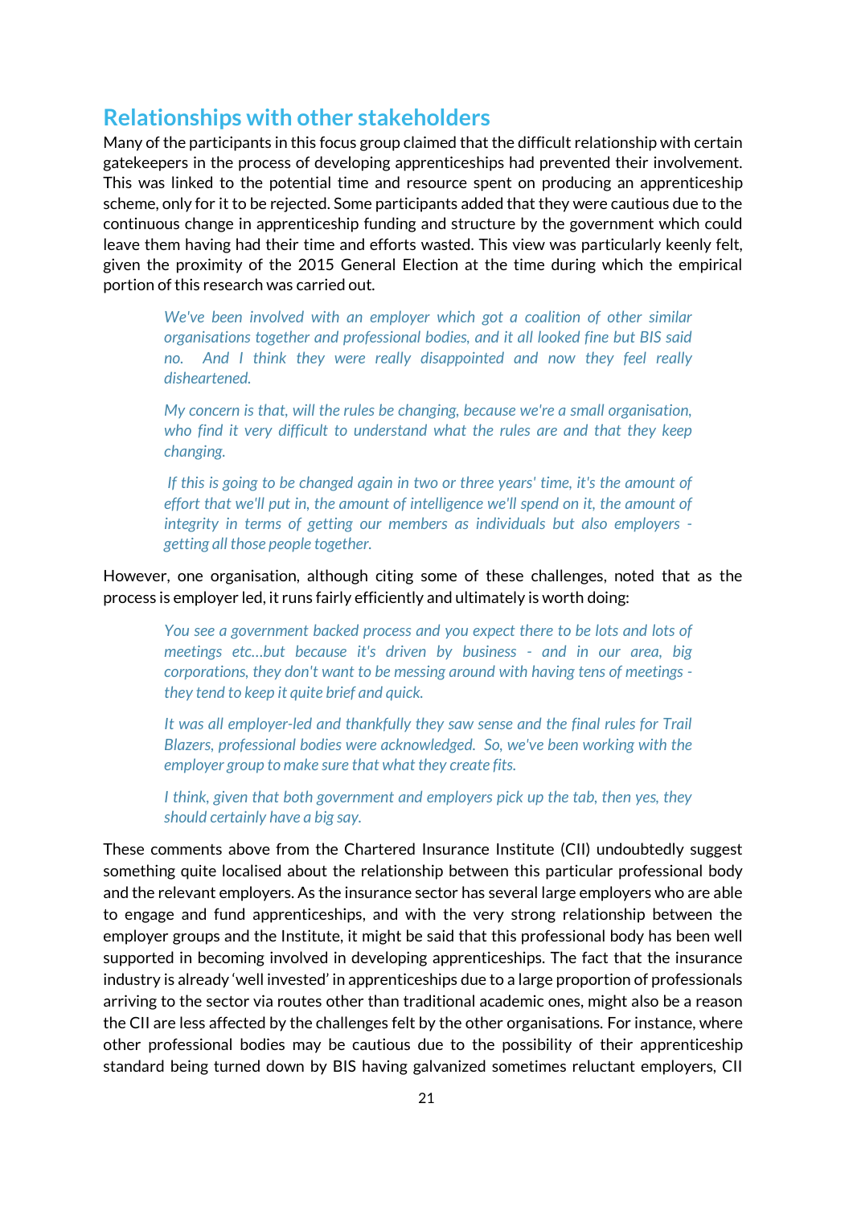## Relationships with other stakeholders

Many of the participants in this focus group claimed that the difficult relationship with certain gatekeepers in the process of developing apprenticeships had prevented their involvement. This was linked to the potential time and resource spent on producing an apprenticeship scheme, only for it to be rejected. Some participants added that they were cautious due to the continuous change in apprenticeship funding and structure by the government which could leave them having had their time and efforts wasted. This view was particularly keenly felt, given the proximity of the 2015 General Election at the time during which the empirical portion of this research was carried out.

> *We've been involved with an employer which got a coalition of other similar organisations together and professional bodies, and it all looked fine but BIS said no. And I think they were really disappointed and now they feel really disheartened.*
>
> *My concern is that, will the rules be changing, because we're a small organisation, who find it very difficult to understand what the rules are and that they keep changing.*
>
> *If this is going to be changed again in two or three years' time, it's the amount of effort that we'll put in, the amount of intelligence we'll spend on it, the amount of integrity in terms of getting our members as individuals but also employers - getting all those people together.*

However, one organisation, although citing some of these challenges, noted that as the process is employer led, it runs fairly efficiently and ultimately is worth doing:

> *You see a government backed process and you expect there to be lots and lots of meetings etc…but because it's driven by business - and in our area, big corporations, they don't want to be messing around with having tens of meetings - they tend to keep it quite brief and quick.*
>
> *It was all employer-led and thankfully they saw sense and the final rules for Trail Blazers, professional bodies were acknowledged. So, we've been working with the employer group to make sure that what they create fits.*
>
> *I think, given that both government and employers pick up the tab, then yes, they should certainly have a big say.*

These comments above from the Chartered Insurance Institute (CII) undoubtedly suggest something quite localised about the relationship between this particular professional body and the relevant employers. As the insurance sector has several large employers who are able to engage and fund apprenticeships, and with the very strong relationship between the employer groups and the Institute, it might be said that this professional body has been well supported in becoming involved in developing apprenticeships. The fact that the insurance industry is already 'well invested' in apprenticeships due to a large proportion of professionals arriving to the sector via routes other than traditional academic ones, might also be a reason the CII are less affected by the challenges felt by the other organisations. For instance, where other professional bodies may be cautious due to the possibility of their apprenticeship standard being turned down by BIS having galvanized sometimes reluctant employers, CII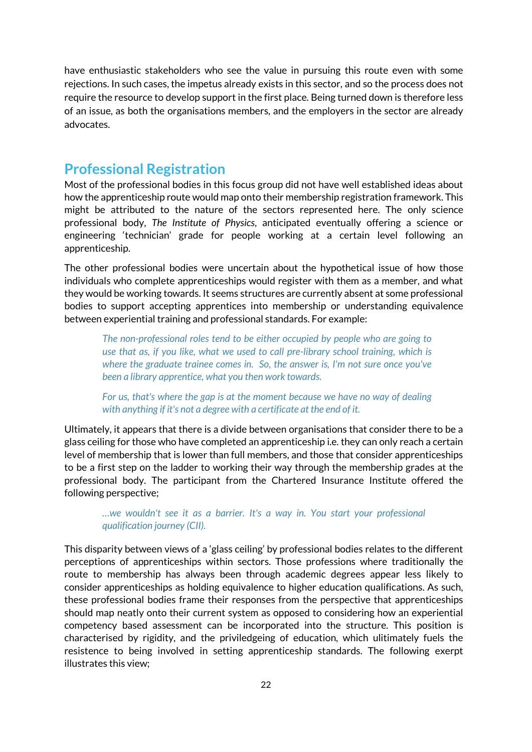have enthusiastic stakeholders who see the value in pursuing this route even with some rejections. In such cases, the impetus already exists in this sector, and so the process does not require the resource to develop support in the first place. Being turned down is therefore less of an issue, as both the organisations members, and the employers in the sector are already advocates.

## Professional Registration

Most of the professional bodies in this focus group did not have well established ideas about how the apprenticeship route would map onto their membership registration framework. This might be attributed to the nature of the sectors represented here. The only science professional body, *The Institute of Physics*, anticipated eventually offering a science or engineering 'technician' grade for people working at a certain level following an apprenticeship.

The other professional bodies were uncertain about the hypothetical issue of how those individuals who complete apprenticeships would register with them as a member, and what they would be working towards. It seems structures are currently absent at some professional bodies to support accepting apprentices into membership or understanding equivalence between experiential training and professional standards. For example:

> *The non-professional roles tend to be either occupied by people who are going to use that as, if you like, what we used to call pre-library school training, which is where the graduate trainee comes in. So, the answer is, I'm not sure once you've been a library apprentice, what you then work towards.*
>
> *For us, that's where the gap is at the moment because we have no way of dealing with anything if it's not a degree with a certificate at the end of it.*

Ultimately, it appears that there is a divide between organisations that consider there to be a glass ceiling for those who have completed an apprenticeship i.e. they can only reach a certain level of membership that is lower than full members, and those that consider apprenticeships to be a first step on the ladder to working their way through the membership grades at the professional body. The participant from the Chartered Insurance Institute offered the following perspective;

> *…we wouldn't see it as a barrier. It's a way in. You start your professional qualification journey (CII).*

This disparity between views of a 'glass ceiling' by professional bodies relates to the different perceptions of apprenticeships within sectors. Those professions where traditionally the route to membership has always been through academic degrees appear less likely to consider apprenticeships as holding equivalence to higher education qualifications. As such, these professional bodies frame their responses from the perspective that apprenticeships should map neatly onto their current system as opposed to considering how an experiential competency based assessment can be incorporated into the structure. This position is characterised by rigidity, and the priviledgeing of education, which ulitimately fuels the resistence to being involved in setting apprenticeship standards. The following exerpt illustrates this view;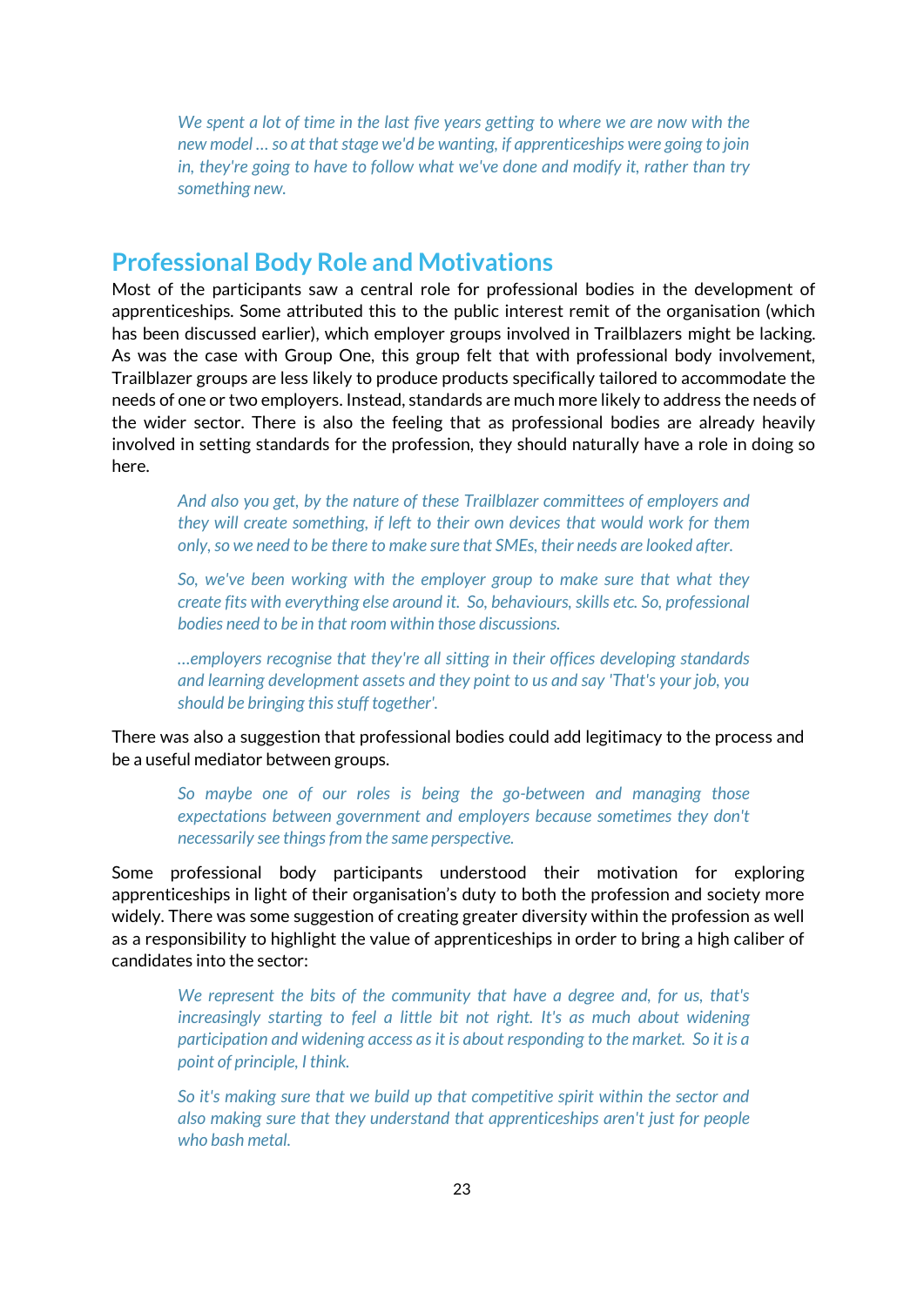> *We spent a lot of time in the last five years getting to where we are now with the new model … so at that stage we'd be wanting, if apprenticeships were going to join in, they're going to have to follow what we've done and modify it, rather than try something new.*

## Professional Body Role and Motivations

Most of the participants saw a central role for professional bodies in the development of apprenticeships. Some attributed this to the public interest remit of the organisation (which has been discussed earlier), which employer groups involved in Trailblazers might be lacking. As was the case with Group One, this group felt that with professional body involvement, Trailblazer groups are less likely to produce products specifically tailored to accommodate the needs of one or two employers. Instead, standards are much more likely to address the needs of the wider sector. There is also the feeling that as professional bodies are already heavily involved in setting standards for the profession, they should naturally have a role in doing so here.

> *And also you get, by the nature of these Trailblazer committees of employers and they will create something, if left to their own devices that would work for them only, so we need to be there to make sure that SMEs, their needs are looked after.*

> *So, we've been working with the employer group to make sure that what they create fits with everything else around it. So, behaviours, skills etc. So, professional bodies need to be in that room within those discussions.*

> *…employers recognise that they're all sitting in their offices developing standards and learning development assets and they point to us and say 'That's your job, you should be bringing this stuff together'.*

There was also a suggestion that professional bodies could add legitimacy to the process and be a useful mediator between groups.

> *So maybe one of our roles is being the go-between and managing those expectations between government and employers because sometimes they don't necessarily see things from the same perspective.*

Some professional body participants understood their motivation for exploring apprenticeships in light of their organisation's duty to both the profession and society more widely. There was some suggestion of creating greater diversity within the profession as well as a responsibility to highlight the value of apprenticeships in order to bring a high caliber of candidates into the sector:

> *We represent the bits of the community that have a degree and, for us, that's increasingly starting to feel a little bit not right. It's as much about widening participation and widening access as it is about responding to the market. So it is a point of principle, I think.*

> *So it's making sure that we build up that competitive spirit within the sector and also making sure that they understand that apprenticeships aren't just for people who bash metal.*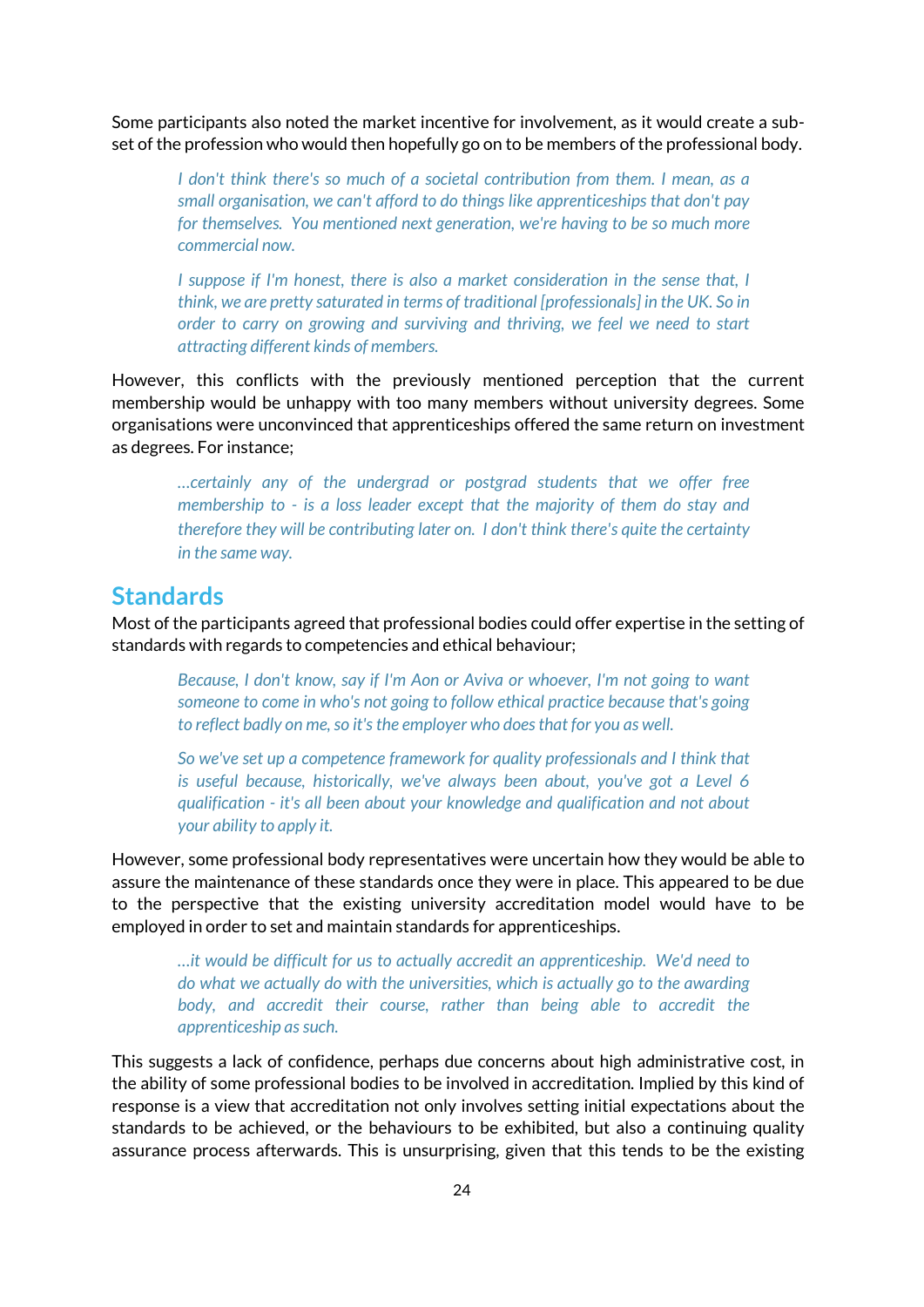Some participants also noted the market incentive for involvement, as it would create a sub-set of the profession who would then hopefully go on to be members of the professional body.

> *I don't think there's so much of a societal contribution from them. I mean, as a small organisation, we can't afford to do things like apprenticeships that don't pay for themselves. You mentioned next generation, we're having to be so much more commercial now.*
>
> *I suppose if I'm honest, there is also a market consideration in the sense that, I think, we are pretty saturated in terms of traditional [professionals] in the UK. So in order to carry on growing and surviving and thriving, we feel we need to start attracting different kinds of members.*

However, this conflicts with the previously mentioned perception that the current membership would be unhappy with too many members without university degrees. Some organisations were unconvinced that apprenticeships offered the same return on investment as degrees. For instance;

> *…certainly any of the undergrad or postgrad students that we offer free membership to - is a loss leader except that the majority of them do stay and therefore they will be contributing later on. I don't think there's quite the certainty in the same way.*

## Standards

Most of the participants agreed that professional bodies could offer expertise in the setting of standards with regards to competencies and ethical behaviour;

> *Because, I don't know, say if I'm Aon or Aviva or whoever, I'm not going to want someone to come in who's not going to follow ethical practice because that's going to reflect badly on me, so it's the employer who does that for you as well.*
>
> *So we've set up a competence framework for quality professionals and I think that is useful because, historically, we've always been about, you've got a Level 6 qualification - it's all been about your knowledge and qualification and not about your ability to apply it.*

However, some professional body representatives were uncertain how they would be able to assure the maintenance of these standards once they were in place. This appeared to be due to the perspective that the existing university accreditation model would have to be employed in order to set and maintain standards for apprenticeships.

> *…it would be difficult for us to actually accredit an apprenticeship. We'd need to do what we actually do with the universities, which is actually go to the awarding body, and accredit their course, rather than being able to accredit the apprenticeship as such.*

This suggests a lack of confidence, perhaps due concerns about high administrative cost, in the ability of some professional bodies to be involved in accreditation. Implied by this kind of response is a view that accreditation not only involves setting initial expectations about the standards to be achieved, or the behaviours to be exhibited, but also a continuing quality assurance process afterwards. This is unsurprising, given that this tends to be the existing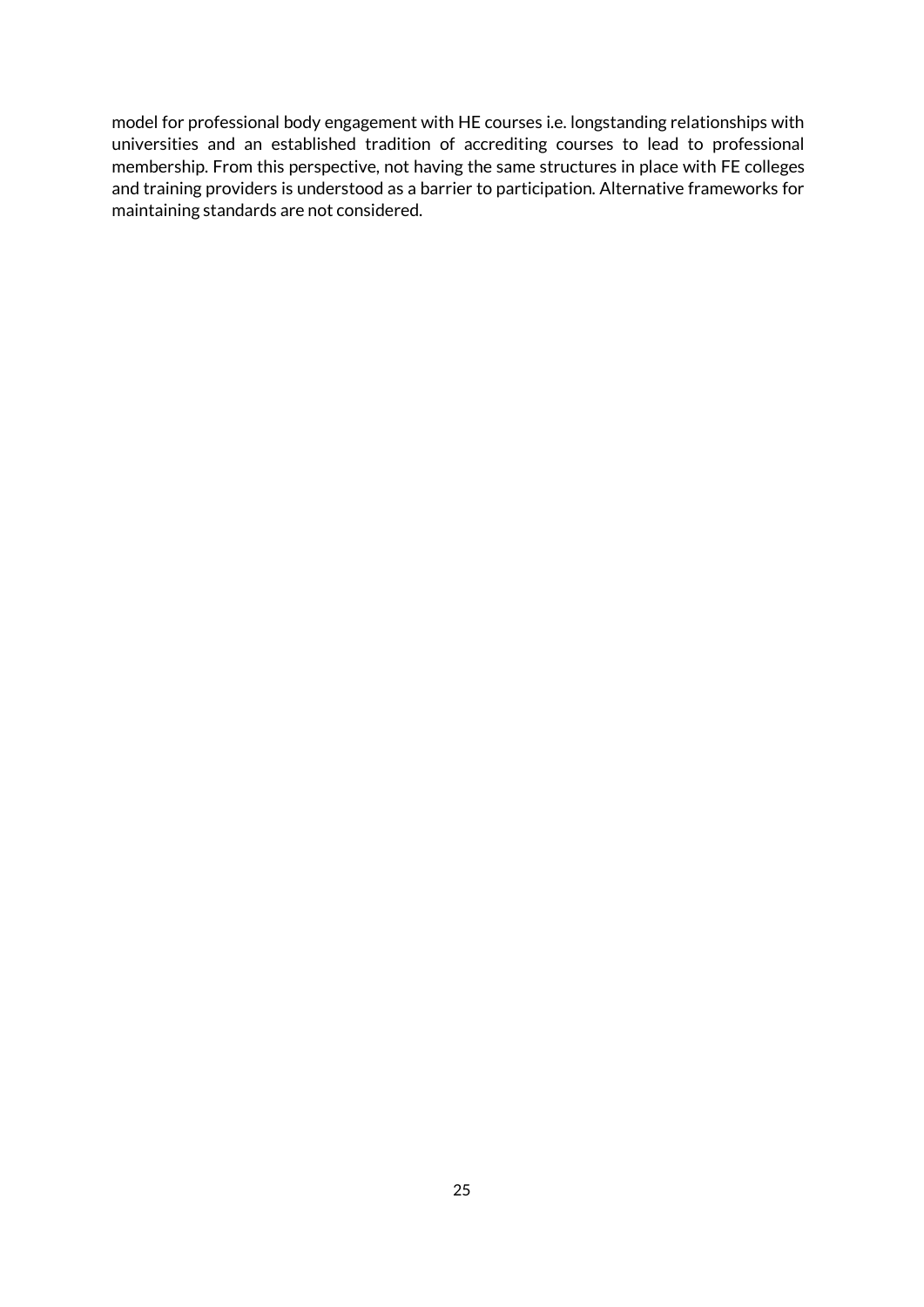model for professional body engagement with HE courses i.e. longstanding relationships with universities and an established tradition of accrediting courses to lead to professional membership. From this perspective, not having the same structures in place with FE colleges and training providers is understood as a barrier to participation. Alternative frameworks for maintaining standards are not considered.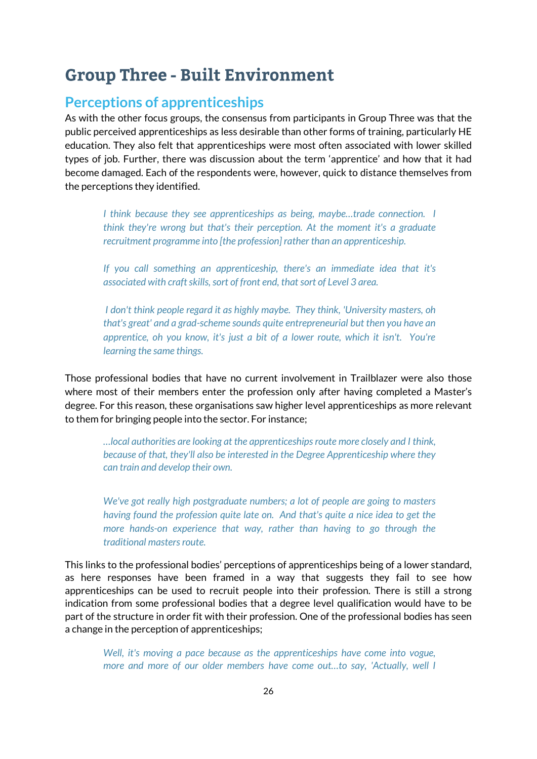# Group Three - Built Environment

## Perceptions of apprenticeships

As with the other focus groups, the consensus from participants in Group Three was that the public perceived apprenticeships as less desirable than other forms of training, particularly HE education. They also felt that apprenticeships were most often associated with lower skilled types of job. Further, there was discussion about the term 'apprentice' and how that it had become damaged. Each of the respondents were, however, quick to distance themselves from the perceptions they identified.

> *I think because they see apprenticeships as being, maybe…trade connection. I think they're wrong but that's their perception. At the moment it's a graduate recruitment programme into [the profession] rather than an apprenticeship.*
>
> *If you call something an apprenticeship, there's an immediate idea that it's associated with craft skills, sort of front end, that sort of Level 3 area.*
>
> *I don't think people regard it as highly maybe. They think, 'University masters, oh that's great' and a grad-scheme sounds quite entrepreneurial but then you have an apprentice, oh you know, it's just a bit of a lower route, which it isn't. You're learning the same things.*

Those professional bodies that have no current involvement in Trailblazer were also those where most of their members enter the profession only after having completed a Master's degree. For this reason, these organisations saw higher level apprenticeships as more relevant to them for bringing people into the sector. For instance;

> *…local authorities are looking at the apprenticeships route more closely and I think, because of that, they'll also be interested in the Degree Apprenticeship where they can train and develop their own.*
>
> *We've got really high postgraduate numbers; a lot of people are going to masters having found the profession quite late on. And that's quite a nice idea to get the more hands-on experience that way, rather than having to go through the traditional masters route.*

This links to the professional bodies' perceptions of apprenticeships being of a lower standard, as here responses have been framed in a way that suggests they fail to see how apprenticeships can be used to recruit people into their profession. There is still a strong indication from some professional bodies that a degree level qualification would have to be part of the structure in order fit with their profession. One of the professional bodies has seen a change in the perception of apprenticeships;

> *Well, it's moving a pace because as the apprenticeships have come into vogue, more and more of our older members have come out…to say, 'Actually, well I*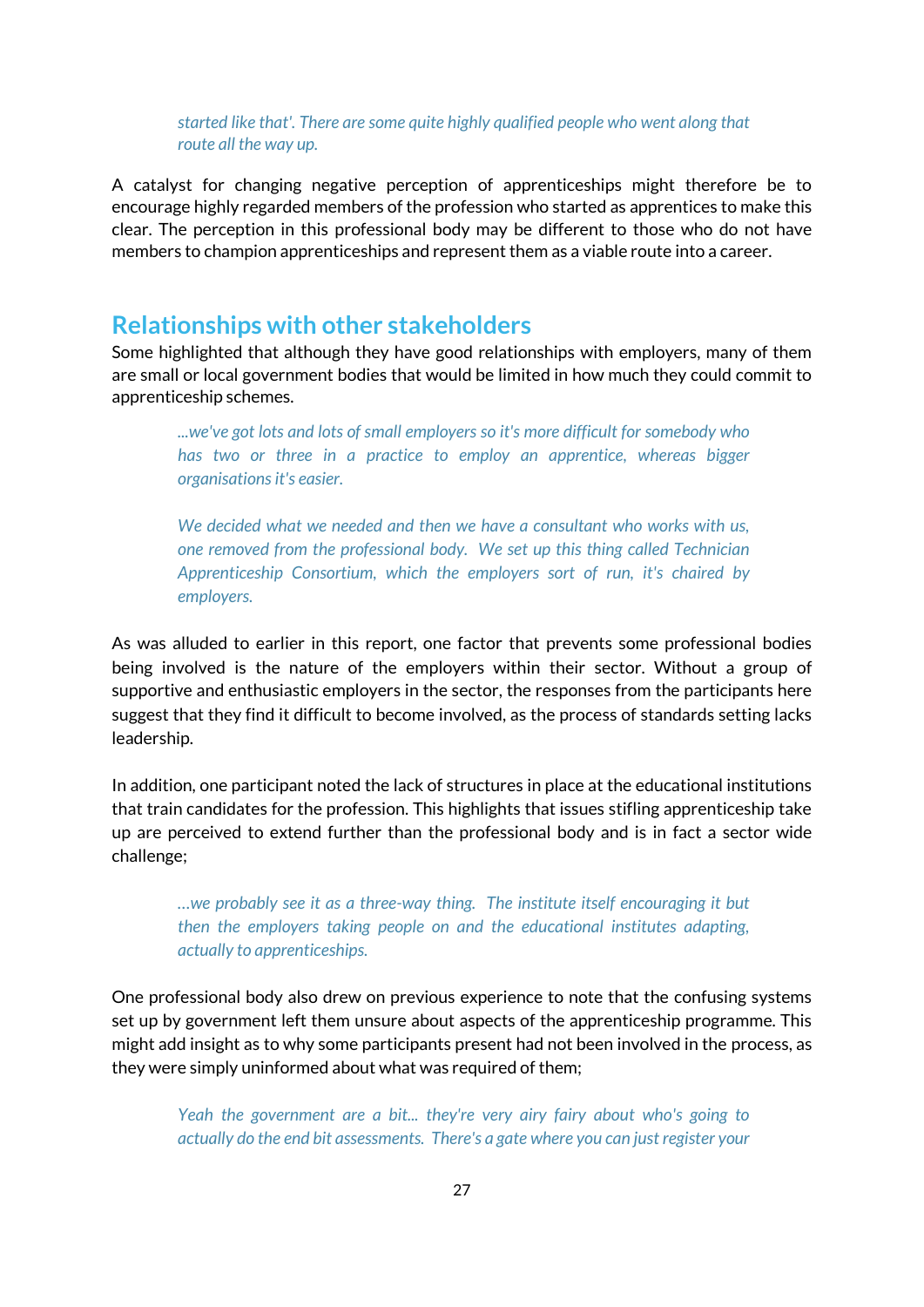> *started like that'. There are some quite highly qualified people who went along that route all the way up.*

A catalyst for changing negative perception of apprenticeships might therefore be to encourage highly regarded members of the profession who started as apprentices to make this clear. The perception in this professional body may be different to those who do not have members to champion apprenticeships and represent them as a viable route into a career.

## Relationships with other stakeholders

Some highlighted that although they have good relationships with employers, many of them are small or local government bodies that would be limited in how much they could commit to apprenticeship schemes.

> *...we've got lots and lots of small employers so it's more difficult for somebody who has two or three in a practice to employ an apprentice, whereas bigger organisations it's easier.*

> *We decided what we needed and then we have a consultant who works with us, one removed from the professional body. We set up this thing called Technician Apprenticeship Consortium, which the employers sort of run, it's chaired by employers.*

As was alluded to earlier in this report, one factor that prevents some professional bodies being involved is the nature of the employers within their sector. Without a group of supportive and enthusiastic employers in the sector, the responses from the participants here suggest that they find it difficult to become involved, as the process of standards setting lacks leadership.

In addition, one participant noted the lack of structures in place at the educational institutions that train candidates for the profession. This highlights that issues stifling apprenticeship take up are perceived to extend further than the professional body and is in fact a sector wide challenge;

> *…we probably see it as a three-way thing. The institute itself encouraging it but then the employers taking people on and the educational institutes adapting, actually to apprenticeships.*

One professional body also drew on previous experience to note that the confusing systems set up by government left them unsure about aspects of the apprenticeship programme. This might add insight as to why some participants present had not been involved in the process, as they were simply uninformed about what was required of them;

> *Yeah the government are a bit... they're very airy fairy about who's going to actually do the end bit assessments. There's a gate where you can just register your*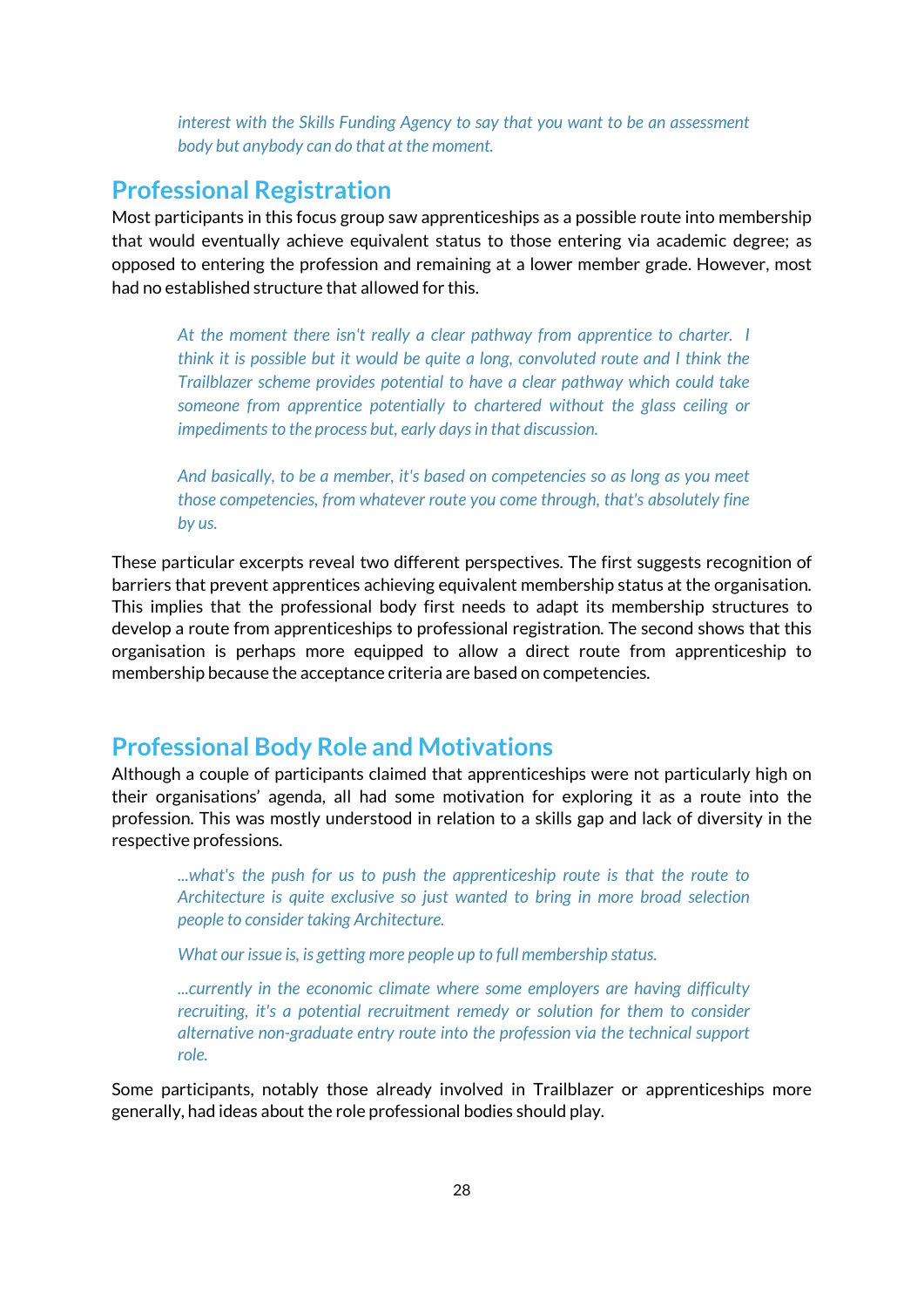*interest with the Skills Funding Agency to say that you want to be an assessment body but anybody can do that at the moment.*

## Professional Registration

Most participants in this focus group saw apprenticeships as a possible route into membership that would eventually achieve equivalent status to those entering via academic degree; as opposed to entering the profession and remaining at a lower member grade. However, most had no established structure that allowed for this.

> *At the moment there isn't really a clear pathway from apprentice to charter. I think it is possible but it would be quite a long, convoluted route and I think the Trailblazer scheme provides potential to have a clear pathway which could take someone from apprentice potentially to chartered without the glass ceiling or impediments to the process but, early days in that discussion.*
>
> *And basically, to be a member, it's based on competencies so as long as you meet those competencies, from whatever route you come through, that's absolutely fine by us.*

These particular excerpts reveal two different perspectives. The first suggests recognition of barriers that prevent apprentices achieving equivalent membership status at the organisation. This implies that the professional body first needs to adapt its membership structures to develop a route from apprenticeships to professional registration. The second shows that this organisation is perhaps more equipped to allow a direct route from apprenticeship to membership because the acceptance criteria are based on competencies.

## Professional Body Role and Motivations

Although a couple of participants claimed that apprenticeships were not particularly high on their organisations' agenda, all had some motivation for exploring it as a route into the profession. This was mostly understood in relation to a skills gap and lack of diversity in the respective professions.

> *...what's the push for us to push the apprenticeship route is that the route to Architecture is quite exclusive so just wanted to bring in more broad selection people to consider taking Architecture.*
>
> *What our issue is, is getting more people up to full membership status.*
>
> *...currently in the economic climate where some employers are having difficulty recruiting, it's a potential recruitment remedy or solution for them to consider alternative non-graduate entry route into the profession via the technical support role.*

Some participants, notably those already involved in Trailblazer or apprenticeships more generally, had ideas about the role professional bodies should play.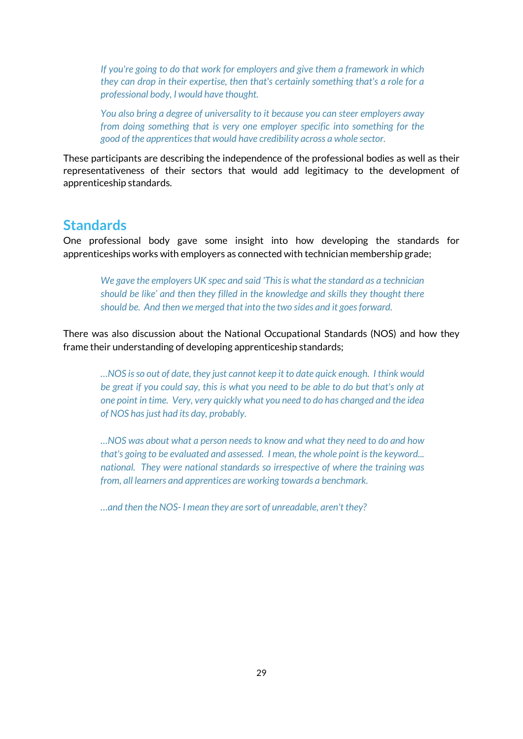> *If you're going to do that work for employers and give them a framework in which they can drop in their expertise, then that's certainly something that's a role for a professional body, I would have thought.*
>
> *You also bring a degree of universality to it because you can steer employers away from doing something that is very one employer specific into something for the good of the apprentices that would have credibility across a whole sector.*

These participants are describing the independence of the professional bodies as well as their representativeness of their sectors that would add legitimacy to the development of apprenticeship standards.

## Standards

One professional body gave some insight into how developing the standards for apprenticeships works with employers as connected with technician membership grade;

> *We gave the employers UK spec and said 'This is what the standard as a technician should be like' and then they filled in the knowledge and skills they thought there should be. And then we merged that into the two sides and it goes forward.*

There was also discussion about the National Occupational Standards (NOS) and how they frame their understanding of developing apprenticeship standards;

> *…NOS is so out of date, they just cannot keep it to date quick enough. I think would be great if you could say, this is what you need to be able to do but that's only at one point in time. Very, very quickly what you need to do has changed and the idea of NOS has just had its day, probably.*
>
> *…NOS was about what a person needs to know and what they need to do and how that's going to be evaluated and assessed. I mean, the whole point is the keyword... national. They were national standards so irrespective of where the training was from, all learners and apprentices are working towards a benchmark.*
>
> *…and then the NOS- I mean they are sort of unreadable, aren't they?*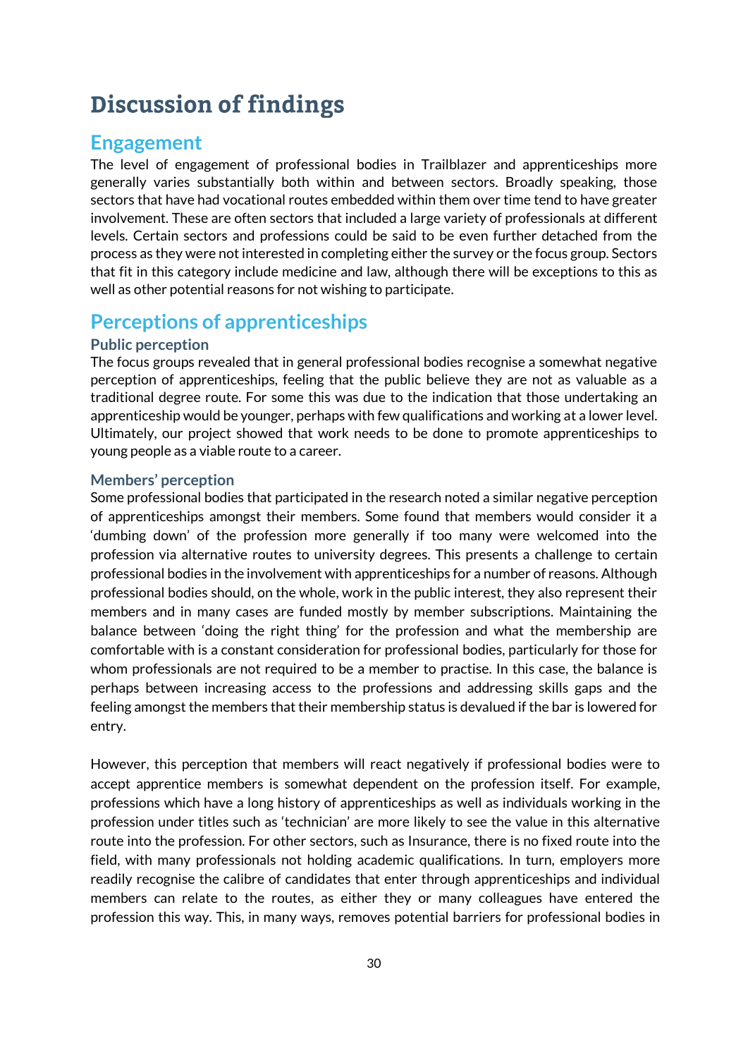# Discussion of findings

## Engagement

The level of engagement of professional bodies in Trailblazer and apprenticeships more generally varies substantially both within and between sectors. Broadly speaking, those sectors that have had vocational routes embedded within them over time tend to have greater involvement. These are often sectors that included a large variety of professionals at different levels. Certain sectors and professions could be said to be even further detached from the process as they were not interested in completing either the survey or the focus group. Sectors that fit in this category include medicine and law, although there will be exceptions to this as well as other potential reasons for not wishing to participate.

## Perceptions of apprenticeships

### Public perception

The focus groups revealed that in general professional bodies recognise a somewhat negative perception of apprenticeships, feeling that the public believe they are not as valuable as a traditional degree route. For some this was due to the indication that those undertaking an apprenticeship would be younger, perhaps with few qualifications and working at a lower level. Ultimately, our project showed that work needs to be done to promote apprenticeships to young people as a viable route to a career.

### Members' perception

Some professional bodies that participated in the research noted a similar negative perception of apprenticeships amongst their members. Some found that members would consider it a 'dumbing down' of the profession more generally if too many were welcomed into the profession via alternative routes to university degrees. This presents a challenge to certain professional bodies in the involvement with apprenticeships for a number of reasons. Although professional bodies should, on the whole, work in the public interest, they also represent their members and in many cases are funded mostly by member subscriptions. Maintaining the balance between 'doing the right thing' for the profession and what the membership are comfortable with is a constant consideration for professional bodies, particularly for those for whom professionals are not required to be a member to practise. In this case, the balance is perhaps between increasing access to the professions and addressing skills gaps and the feeling amongst the members that their membership status is devalued if the bar is lowered for entry.

However, this perception that members will react negatively if professional bodies were to accept apprentice members is somewhat dependent on the profession itself. For example, professions which have a long history of apprenticeships as well as individuals working in the profession under titles such as 'technician' are more likely to see the value in this alternative route into the profession. For other sectors, such as Insurance, there is no fixed route into the field, with many professionals not holding academic qualifications. In turn, employers more readily recognise the calibre of candidates that enter through apprenticeships and individual members can relate to the routes, as either they or many colleagues have entered the profession this way. This, in many ways, removes potential barriers for professional bodies in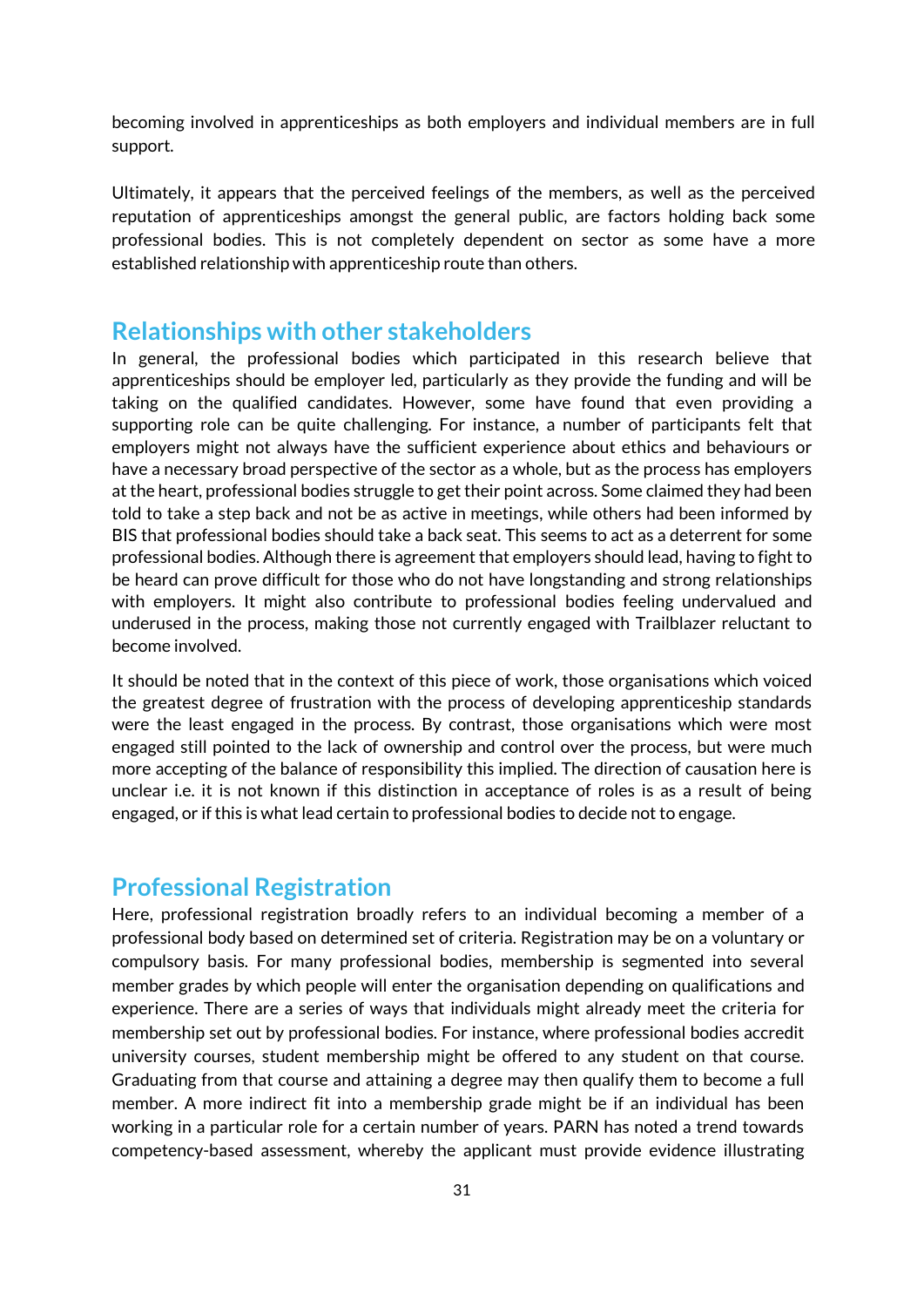becoming involved in apprenticeships as both employers and individual members are in full support.

Ultimately, it appears that the perceived feelings of the members, as well as the perceived reputation of apprenticeships amongst the general public, are factors holding back some professional bodies. This is not completely dependent on sector as some have a more established relationship with apprenticeship route than others.

## Relationships with other stakeholders

In general, the professional bodies which participated in this research believe that apprenticeships should be employer led, particularly as they provide the funding and will be taking on the qualified candidates. However, some have found that even providing a supporting role can be quite challenging. For instance, a number of participants felt that employers might not always have the sufficient experience about ethics and behaviours or have a necessary broad perspective of the sector as a whole, but as the process has employers at the heart, professional bodies struggle to get their point across. Some claimed they had been told to take a step back and not be as active in meetings, while others had been informed by BIS that professional bodies should take a back seat. This seems to act as a deterrent for some professional bodies. Although there is agreement that employers should lead, having to fight to be heard can prove difficult for those who do not have longstanding and strong relationships with employers. It might also contribute to professional bodies feeling undervalued and underused in the process, making those not currently engaged with Trailblazer reluctant to become involved.

It should be noted that in the context of this piece of work, those organisations which voiced the greatest degree of frustration with the process of developing apprenticeship standards were the least engaged in the process. By contrast, those organisations which were most engaged still pointed to the lack of ownership and control over the process, but were much more accepting of the balance of responsibility this implied. The direction of causation here is unclear i.e. it is not known if this distinction in acceptance of roles is as a result of being engaged, or if this is what lead certain to professional bodies to decide not to engage.

## Professional Registration

Here, professional registration broadly refers to an individual becoming a member of a professional body based on determined set of criteria. Registration may be on a voluntary or compulsory basis. For many professional bodies, membership is segmented into several member grades by which people will enter the organisation depending on qualifications and experience. There are a series of ways that individuals might already meet the criteria for membership set out by professional bodies. For instance, where professional bodies accredit university courses, student membership might be offered to any student on that course. Graduating from that course and attaining a degree may then qualify them to become a full member. A more indirect fit into a membership grade might be if an individual has been working in a particular role for a certain number of years. PARN has noted a trend towards competency-based assessment, whereby the applicant must provide evidence illustrating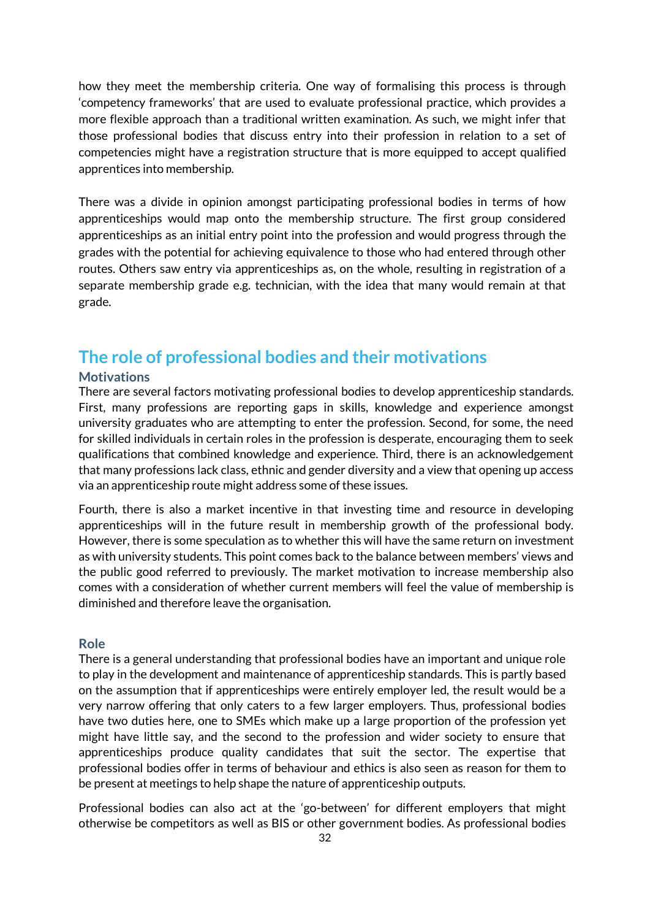how they meet the membership criteria. One way of formalising this process is through 'competency frameworks' that are used to evaluate professional practice, which provides a more flexible approach than a traditional written examination. As such, we might infer that those professional bodies that discuss entry into their profession in relation to a set of competencies might have a registration structure that is more equipped to accept qualified apprentices into membership.

There was a divide in opinion amongst participating professional bodies in terms of how apprenticeships would map onto the membership structure. The first group considered apprenticeships as an initial entry point into the profession and would progress through the grades with the potential for achieving equivalence to those who had entered through other routes. Others saw entry via apprenticeships as, on the whole, resulting in registration of a separate membership grade e.g. technician, with the idea that many would remain at that grade.

## The role of professional bodies and their motivations

### Motivations

There are several factors motivating professional bodies to develop apprenticeship standards. First, many professions are reporting gaps in skills, knowledge and experience amongst university graduates who are attempting to enter the profession. Second, for some, the need for skilled individuals in certain roles in the profession is desperate, encouraging them to seek qualifications that combined knowledge and experience. Third, there is an acknowledgement that many professions lack class, ethnic and gender diversity and a view that opening up access via an apprenticeship route might address some of these issues.

Fourth, there is also a market incentive in that investing time and resource in developing apprenticeships will in the future result in membership growth of the professional body. However, there is some speculation as to whether this will have the same return on investment as with university students. This point comes back to the balance between members' views and the public good referred to previously. The market motivation to increase membership also comes with a consideration of whether current members will feel the value of membership is diminished and therefore leave the organisation.

### Role

There is a general understanding that professional bodies have an important and unique role to play in the development and maintenance of apprenticeship standards. This is partly based on the assumption that if apprenticeships were entirely employer led, the result would be a very narrow offering that only caters to a few larger employers. Thus, professional bodies have two duties here, one to SMEs which make up a large proportion of the profession yet might have little say, and the second to the profession and wider society to ensure that apprenticeships produce quality candidates that suit the sector. The expertise that professional bodies offer in terms of behaviour and ethics is also seen as reason for them to be present at meetings to help shape the nature of apprenticeship outputs.

Professional bodies can also act at the 'go-between' for different employers that might otherwise be competitors as well as BIS or other government bodies. As professional bodies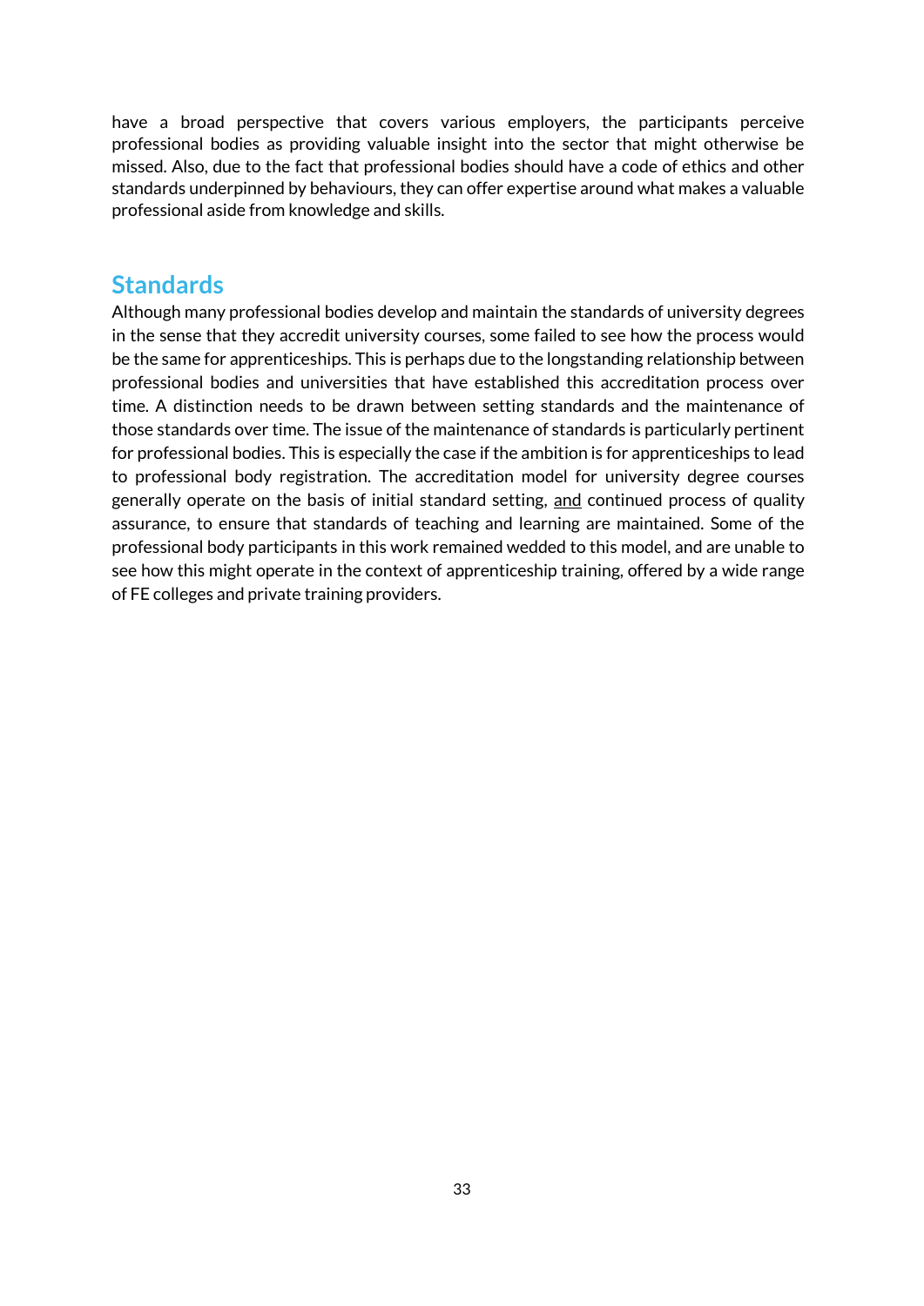have a broad perspective that covers various employers, the participants perceive professional bodies as providing valuable insight into the sector that might otherwise be missed. Also, due to the fact that professional bodies should have a code of ethics and other standards underpinned by behaviours, they can offer expertise around what makes a valuable professional aside from knowledge and skills.

## Standards

Although many professional bodies develop and maintain the standards of university degrees in the sense that they accredit university courses, some failed to see how the process would be the same for apprenticeships. This is perhaps due to the longstanding relationship between professional bodies and universities that have established this accreditation process over time. A distinction needs to be drawn between setting standards and the maintenance of those standards over time. The issue of the maintenance of standards is particularly pertinent for professional bodies. This is especially the case if the ambition is for apprenticeships to lead to professional body registration. The accreditation model for university degree courses generally operate on the basis of initial standard setting, <u>and</u> continued process of quality assurance, to ensure that standards of teaching and learning are maintained. Some of the professional body participants in this work remained wedded to this model, and are unable to see how this might operate in the context of apprenticeship training, offered by a wide range of FE colleges and private training providers.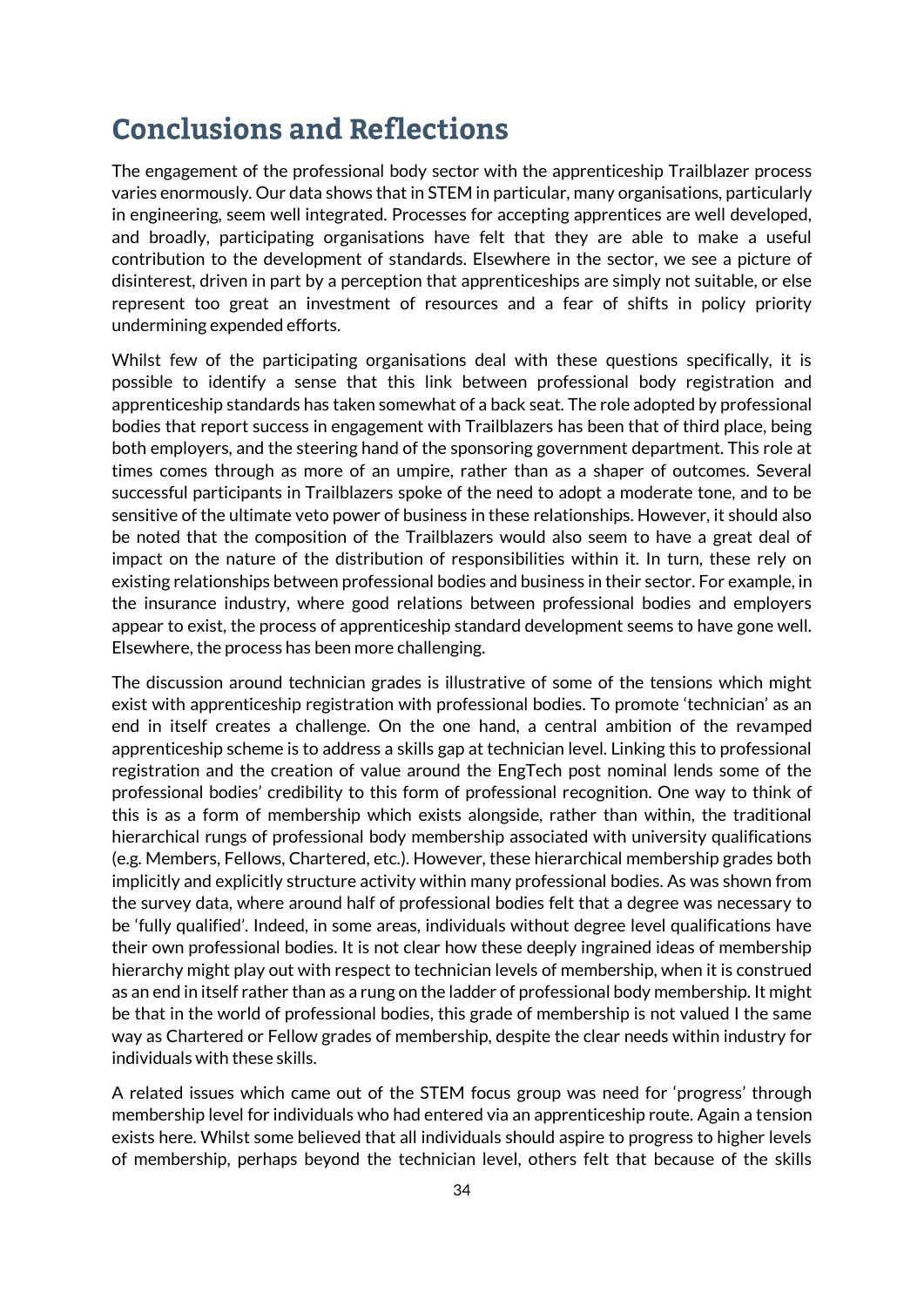## Conclusions and Reflections

The engagement of the professional body sector with the apprenticeship Trailblazer process varies enormously. Our data shows that in STEM in particular, many organisations, particularly in engineering, seem well integrated. Processes for accepting apprentices are well developed, and broadly, participating organisations have felt that they are able to make a useful contribution to the development of standards. Elsewhere in the sector, we see a picture of disinterest, driven in part by a perception that apprenticeships are simply not suitable, or else represent too great an investment of resources and a fear of shifts in policy priority undermining expended efforts.

Whilst few of the participating organisations deal with these questions specifically, it is possible to identify a sense that this link between professional body registration and apprenticeship standards has taken somewhat of a back seat. The role adopted by professional bodies that report success in engagement with Trailblazers has been that of third place, being both employers, and the steering hand of the sponsoring government department. This role at times comes through as more of an umpire, rather than as a shaper of outcomes. Several successful participants in Trailblazers spoke of the need to adopt a moderate tone, and to be sensitive of the ultimate veto power of business in these relationships. However, it should also be noted that the composition of the Trailblazers would also seem to have a great deal of impact on the nature of the distribution of responsibilities within it. In turn, these rely on existing relationships between professional bodies and business in their sector. For example, in the insurance industry, where good relations between professional bodies and employers appear to exist, the process of apprenticeship standard development seems to have gone well. Elsewhere, the process has been more challenging.

The discussion around technician grades is illustrative of some of the tensions which might exist with apprenticeship registration with professional bodies. To promote 'technician' as an end in itself creates a challenge. On the one hand, a central ambition of the revamped apprenticeship scheme is to address a skills gap at technician level. Linking this to professional registration and the creation of value around the EngTech post nominal lends some of the professional bodies' credibility to this form of professional recognition. One way to think of this is as a form of membership which exists alongside, rather than within, the traditional hierarchical rungs of professional body membership associated with university qualifications (e.g. Members, Fellows, Chartered, etc.). However, these hierarchical membership grades both implicitly and explicitly structure activity within many professional bodies. As was shown from the survey data, where around half of professional bodies felt that a degree was necessary to be 'fully qualified'. Indeed, in some areas, individuals without degree level qualifications have their own professional bodies. It is not clear how these deeply ingrained ideas of membership hierarchy might play out with respect to technician levels of membership, when it is construed as an end in itself rather than as a rung on the ladder of professional body membership. It might be that in the world of professional bodies, this grade of membership is not valued I the same way as Chartered or Fellow grades of membership, despite the clear needs within industry for individuals with these skills.

A related issues which came out of the STEM focus group was need for 'progress' through membership level for individuals who had entered via an apprenticeship route. Again a tension exists here. Whilst some believed that all individuals should aspire to progress to higher levels of membership, perhaps beyond the technician level, others felt that because of the skills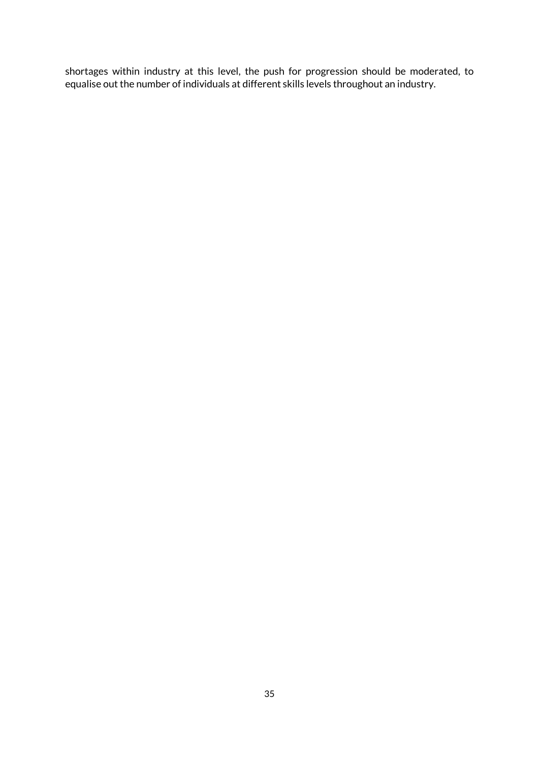shortages within industry at this level, the push for progression should be moderated, to equalise out the number of individuals at different skills levels throughout an industry.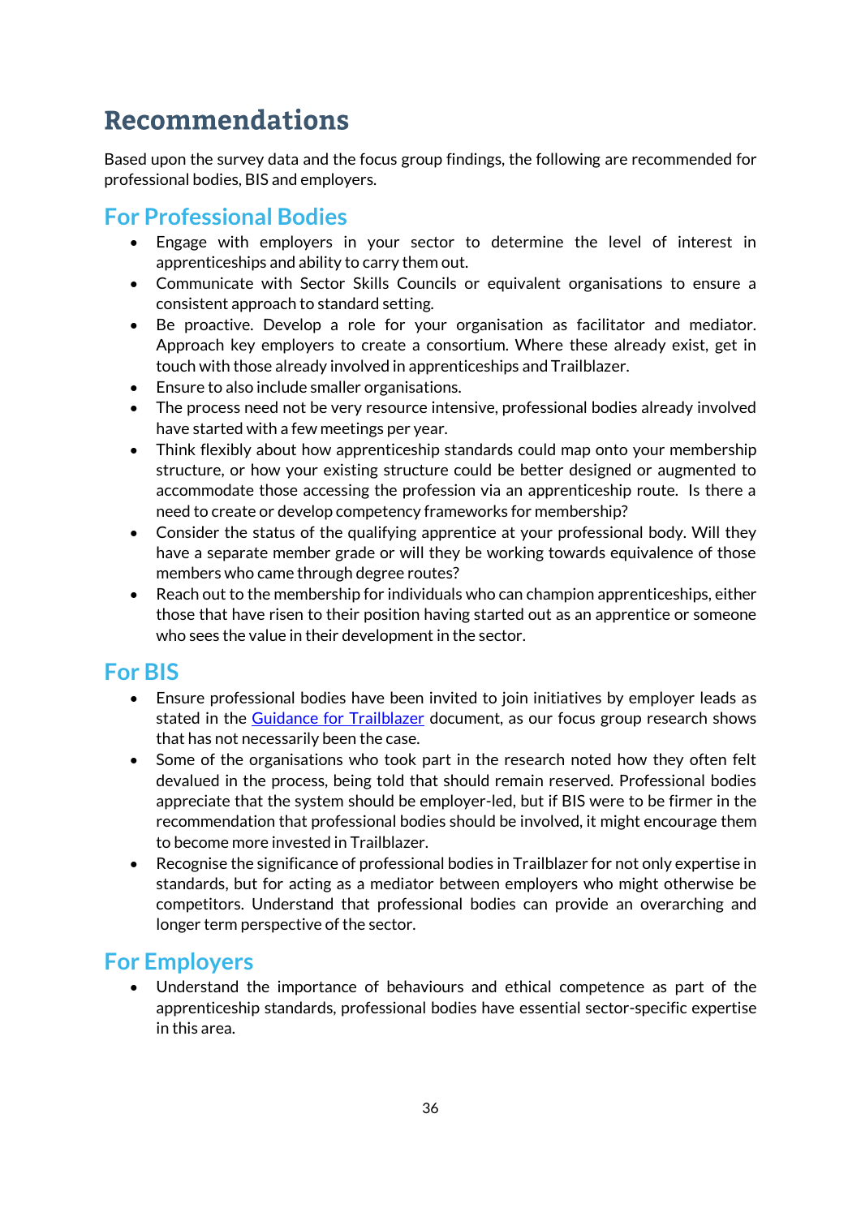# Recommendations

Based upon the survey data and the focus group findings, the following are recommended for professional bodies, BIS and employers.

## For Professional Bodies

- Engage with employers in your sector to determine the level of interest in apprenticeships and ability to carry them out.
- Communicate with Sector Skills Councils or equivalent organisations to ensure a consistent approach to standard setting.
- Be proactive. Develop a role for your organisation as facilitator and mediator. Approach key employers to create a consortium. Where these already exist, get in touch with those already involved in apprenticeships and Trailblazer.
- Ensure to also include smaller organisations.
- The process need not be very resource intensive, professional bodies already involved have started with a few meetings per year.
- Think flexibly about how apprenticeship standards could map onto your membership structure, or how your existing structure could be better designed or augmented to accommodate those accessing the profession via an apprenticeship route. Is there a need to create or develop competency frameworks for membership?
- Consider the status of the qualifying apprentice at your professional body. Will they have a separate member grade or will they be working towards equivalence of those members who came through degree routes?
- Reach out to the membership for individuals who can champion apprenticeships, either those that have risen to their position having started out as an apprentice or someone who sees the value in their development in the sector.

## For BIS

- Ensure professional bodies have been invited to join initiatives by employer leads as stated in the Guidance for Trailblazer document, as our focus group research shows that has not necessarily been the case.
- Some of the organisations who took part in the research noted how they often felt devalued in the process, being told that should remain reserved. Professional bodies appreciate that the system should be employer-led, but if BIS were to be firmer in the recommendation that professional bodies should be involved, it might encourage them to become more invested in Trailblazer.
- Recognise the significance of professional bodies in Trailblazer for not only expertise in standards, but for acting as a mediator between employers who might otherwise be competitors. Understand that professional bodies can provide an overarching and longer term perspective of the sector.

## For Employers

- Understand the importance of behaviours and ethical competence as part of the apprenticeship standards, professional bodies have essential sector-specific expertise in this area.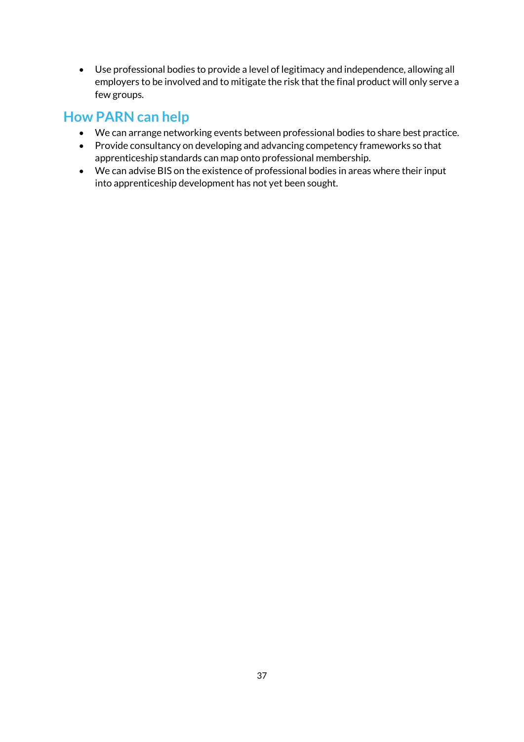- Use professional bodies to provide a level of legitimacy and independence, allowing all employers to be involved and to mitigate the risk that the final product will only serve a few groups.

## How PARN can help

- We can arrange networking events between professional bodies to share best practice.
- Provide consultancy on developing and advancing competency frameworks so that apprenticeship standards can map onto professional membership.
- We can advise BIS on the existence of professional bodies in areas where their input into apprenticeship development has not yet been sought.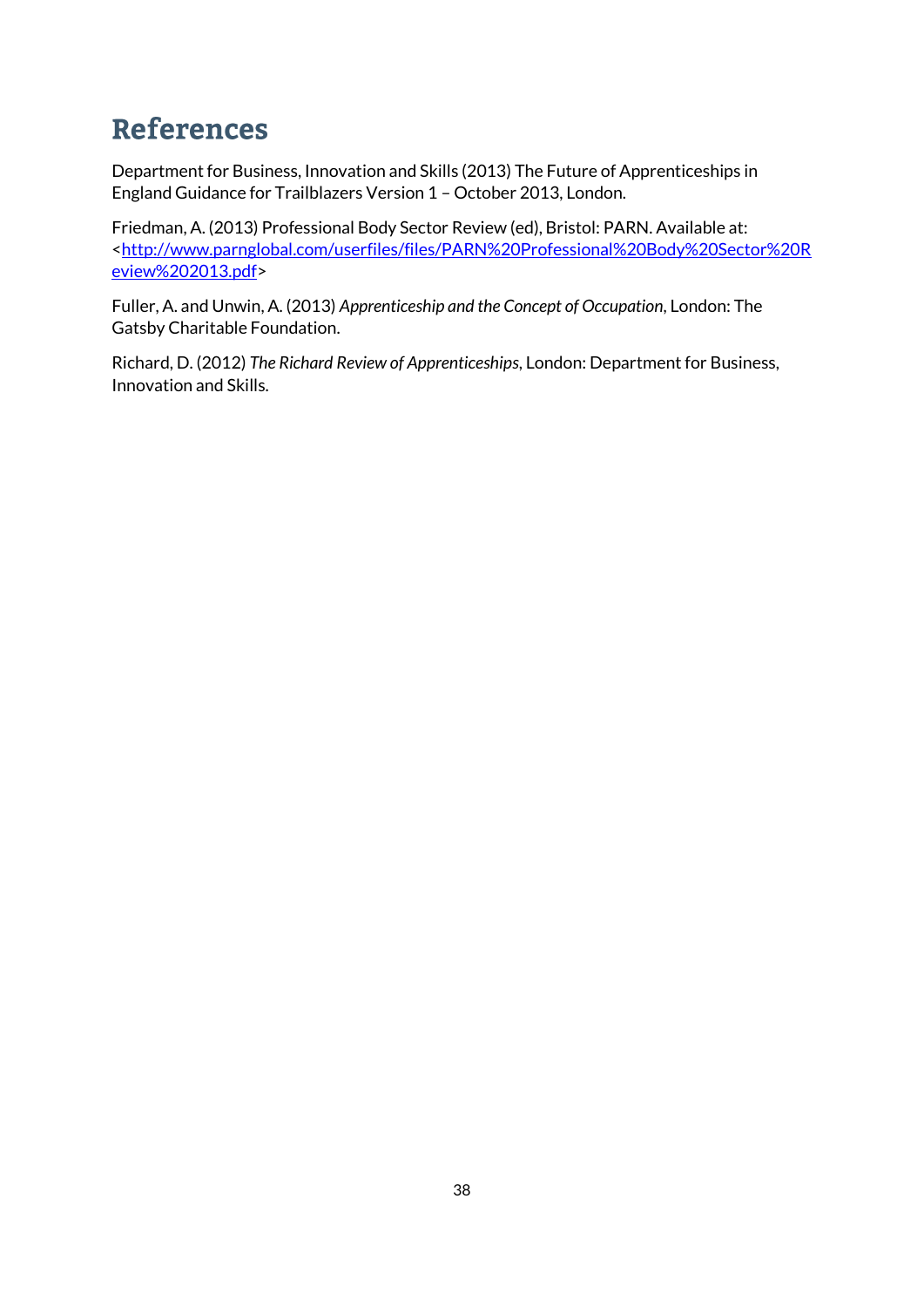# References

Department for Business, Innovation and Skills (2013) The Future of Apprenticeships in England Guidance for Trailblazers Version 1 – October 2013, London.

Friedman, A. (2013) Professional Body Sector Review (ed), Bristol: PARN. Available at: <http://www.parnglobal.com/userfiles/files/PARN%20Professional%20Body%20Sector%20Review%202013.pdf>

Fuller, A. and Unwin, A. (2013) *Apprenticeship and the Concept of Occupation*, London: The Gatsby Charitable Foundation.

Richard, D. (2012) *The Richard Review of Apprenticeships*, London: Department for Business, Innovation and Skills.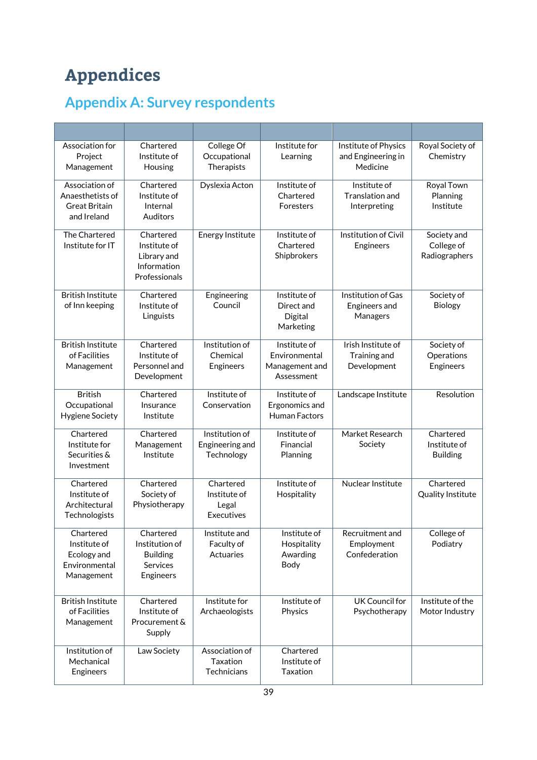# Appendices

## Appendix A: Survey respondents

| | | | | | |
|---|---|---|---|---|---|
| Association for Project Management | Chartered Institute of Housing | College Of Occupational Therapists | Institute for Learning | Institute of Physics and Engineering in Medicine | Royal Society of Chemistry |
| Association of Anaesthetists of Great Britain and Ireland | Chartered Institute of Internal Auditors | Dyslexia Acton | Institute of Chartered Foresters | Institute of Translation and Interpreting | Royal Town Planning Institute |
| The Chartered Institute for IT | Chartered Institute of Library and Information Professionals | Energy Institute | Institute of Chartered Shipbrokers | Institution of Civil Engineers | Society and College of Radiographers |
| British Institute of Inn keeping | Chartered Institute of Linguists | Engineering Council | Institute of Direct and Digital Marketing | Institution of Gas Engineers and Managers | Society of Biology |
| British Institute of Facilities Management | Chartered Institute of Personnel and Development | Institution of Chemical Engineers | Institute of Environmental Management and Assessment | Irish Institute of Training and Development | Society of Operations Engineers |
| British Occupational Hygiene Society | Chartered Insurance Institute | Institute of Conservation | Institute of Ergonomics and Human Factors | Landscape Institute | Resolution |
| Chartered Institute for Securities & Investment | Chartered Management Institute | Institution of Engineering and Technology | Institute of Financial Planning | Market Research Society | Chartered Institute of Building |
| Chartered Institute of Architectural Technologists | Chartered Society of Physiotherapy | Chartered Institute of Legal Executives | Institute of Hospitality | Nuclear Institute | Chartered Quality Institute |
| Chartered Institute of Ecology and Environmental Management | Chartered Institution of Building Services Engineers | Institute and Faculty of Actuaries | Institute of Hospitality Awarding Body | Recruitment and Employment Confederation | College of Podiatry |
| British Institute of Facilities Management | Chartered Institute of Procurement & Supply | Institute for Archaeologists | Institute of Physics | UK Council for Psychotherapy | Institute of the Motor Industry |
| Institution of Mechanical Engineers | Law Society | Association of Taxation Technicians | Chartered Institute of Taxation | | |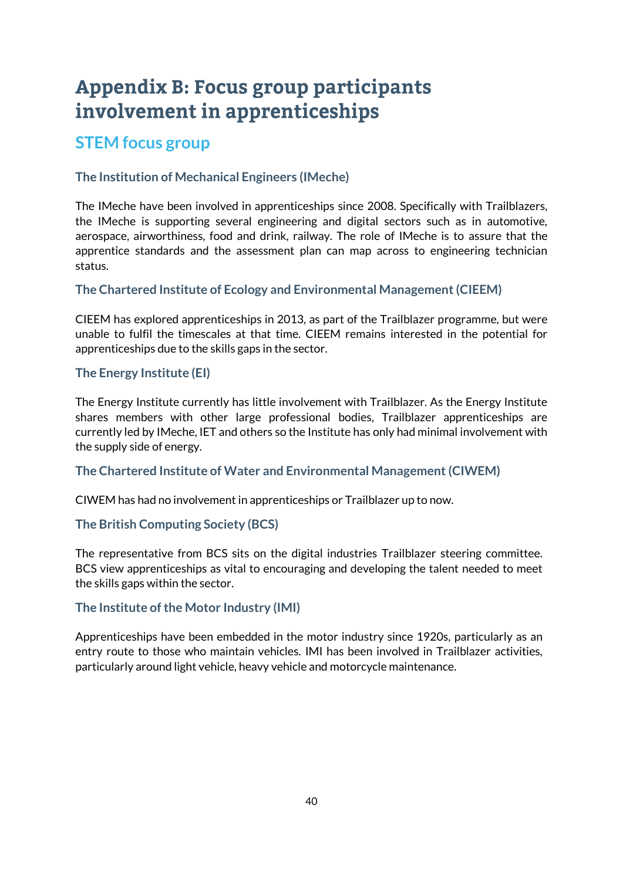# Appendix B: Focus group participants involvement in apprenticeships

## STEM focus group

### The Institution of Mechanical Engineers (IMeche)

The IMeche have been involved in apprenticeships since 2008. Specifically with Trailblazers, the IMeche is supporting several engineering and digital sectors such as in automotive, aerospace, airworthiness, food and drink, railway. The role of IMeche is to assure that the apprentice standards and the assessment plan can map across to engineering technician status.

### The Chartered Institute of Ecology and Environmental Management (CIEEM)

CIEEM has explored apprenticeships in 2013, as part of the Trailblazer programme, but were unable to fulfil the timescales at that time. CIEEM remains interested in the potential for apprenticeships due to the skills gaps in the sector.

### The Energy Institute (EI)

The Energy Institute currently has little involvement with Trailblazer. As the Energy Institute shares members with other large professional bodies, Trailblazer apprenticeships are currently led by IMeche, IET and others so the Institute has only had minimal involvement with the supply side of energy.

### The Chartered Institute of Water and Environmental Management (CIWEM)

CIWEM has had no involvement in apprenticeships or Trailblazer up to now.

### The British Computing Society (BCS)

The representative from BCS sits on the digital industries Trailblazer steering committee. BCS view apprenticeships as vital to encouraging and developing the talent needed to meet the skills gaps within the sector.

### The Institute of the Motor Industry (IMI)

Apprenticeships have been embedded in the motor industry since 1920s, particularly as an entry route to those who maintain vehicles. IMI has been involved in Trailblazer activities, particularly around light vehicle, heavy vehicle and motorcycle maintenance.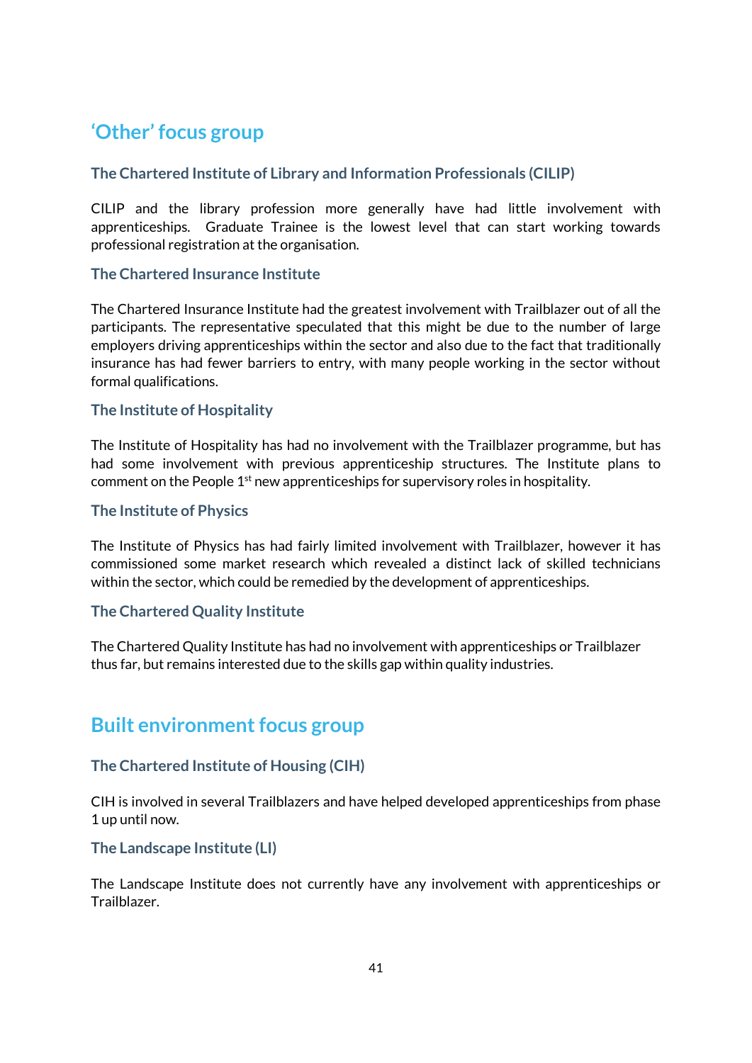## 'Other' focus group

### The Chartered Institute of Library and Information Professionals (CILIP)

CILIP and the library profession more generally have had little involvement with apprenticeships. Graduate Trainee is the lowest level that can start working towards professional registration at the organisation.

### The Chartered Insurance Institute

The Chartered Insurance Institute had the greatest involvement with Trailblazer out of all the participants. The representative speculated that this might be due to the number of large employers driving apprenticeships within the sector and also due to the fact that traditionally insurance has had fewer barriers to entry, with many people working in the sector without formal qualifications.

### The Institute of Hospitality

The Institute of Hospitality has had no involvement with the Trailblazer programme, but has had some involvement with previous apprenticeship structures. The Institute plans to comment on the People 1st new apprenticeships for supervisory roles in hospitality.

### The Institute of Physics

The Institute of Physics has had fairly limited involvement with Trailblazer, however it has commissioned some market research which revealed a distinct lack of skilled technicians within the sector, which could be remedied by the development of apprenticeships.

### The Chartered Quality Institute

The Chartered Quality Institute has had no involvement with apprenticeships or Trailblazer thus far, but remains interested due to the skills gap within quality industries.

## Built environment focus group

### The Chartered Institute of Housing (CIH)

CIH is involved in several Trailblazers and have helped developed apprenticeships from phase 1 up until now.

### The Landscape Institute (LI)

The Landscape Institute does not currently have any involvement with apprenticeships or Trailblazer.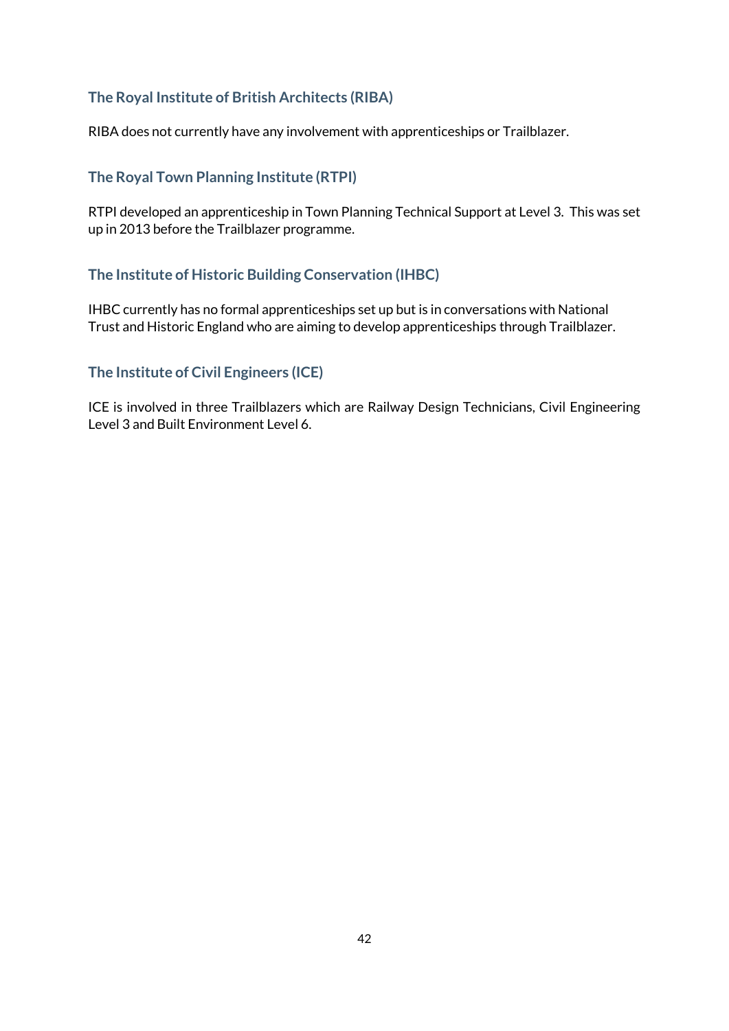### The Royal Institute of British Architects (RIBA)

RIBA does not currently have any involvement with apprenticeships or Trailblazer.

### The Royal Town Planning Institute (RTPI)

RTPI developed an apprenticeship in Town Planning Technical Support at Level 3. This was set up in 2013 before the Trailblazer programme.

### The Institute of Historic Building Conservation (IHBC)

IHBC currently has no formal apprenticeships set up but is in conversations with National Trust and Historic England who are aiming to develop apprenticeships through Trailblazer.

### The Institute of Civil Engineers (ICE)

ICE is involved in three Trailblazers which are Railway Design Technicians, Civil Engineering Level 3 and Built Environment Level 6.